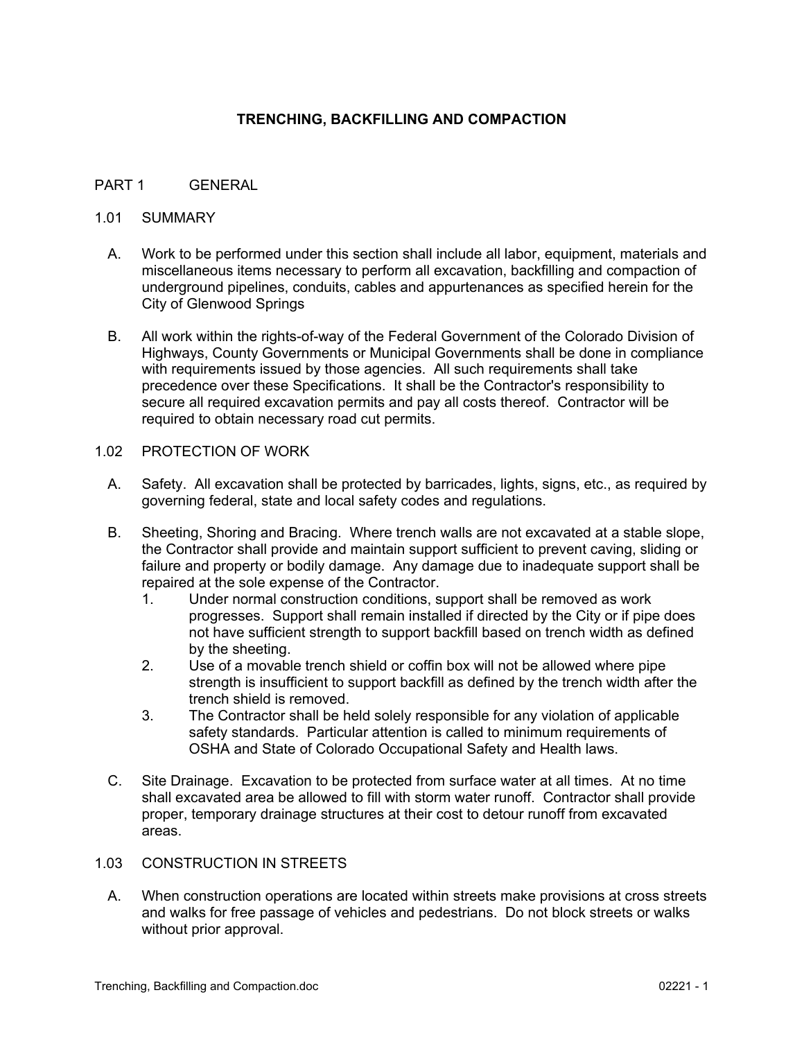# TRENCHING, BACKFILLING AND COMPACTION

## PART 1 GENERAL

### 1.01 SUMMARY

A. Work to be performed under this section shall include all labor, equipment, materials and miscellaneous items necessary to perform all excavation, backfilling and compaction of underground pipelines, conduits, cables and appurtenances as specified herein for the City of Glenwood Springs

B. All work within the rights-of-way of the Federal Government of the Colorado Division of Highways, County Governments or Municipal Governments shall be done in compliance with requirements issued by those agencies. All such requirements shall take precedence over these Specifications. It shall be the Contractor's responsibility to secure all required excavation permits and pay all costs thereof. Contractor will be required to obtain necessary road cut permits.

### 1.02 PROTECTION OF WORK

A. Safety. All excavation shall be protected by barricades, lights, signs, etc., as required by governing federal, state and local safety codes and regulations.

B. Sheeting, Shoring and Bracing. Where trench walls are not excavated at a stable slope, the Contractor shall provide and maintain support sufficient to prevent caving, sliding or failure and property or bodily damage. Any damage due to inadequate support shall be repaired at the sole expense of the Contractor.

1. Under normal construction conditions, support shall be removed as work progresses. Support shall remain installed if directed by the City or if pipe does not have sufficient strength to support backfill based on trench width as defined by the sheeting.
2. Use of a movable trench shield or coffin box will not be allowed where pipe strength is insufficient to support backfill as defined by the trench width after the trench shield is removed.
3. The Contractor shall be held solely responsible for any violation of applicable safety standards. Particular attention is called to minimum requirements of OSHA and State of Colorado Occupational Safety and Health laws.

C. Site Drainage. Excavation to be protected from surface water at all times. At no time shall excavated area be allowed to fill with storm water runoff. Contractor shall provide proper, temporary drainage structures at their cost to detour runoff from excavated areas.

### 1.03 CONSTRUCTION IN STREETS

A. When construction operations are located within streets make provisions at cross streets and walks for free passage of vehicles and pedestrians. Do not block streets or walks without prior approval.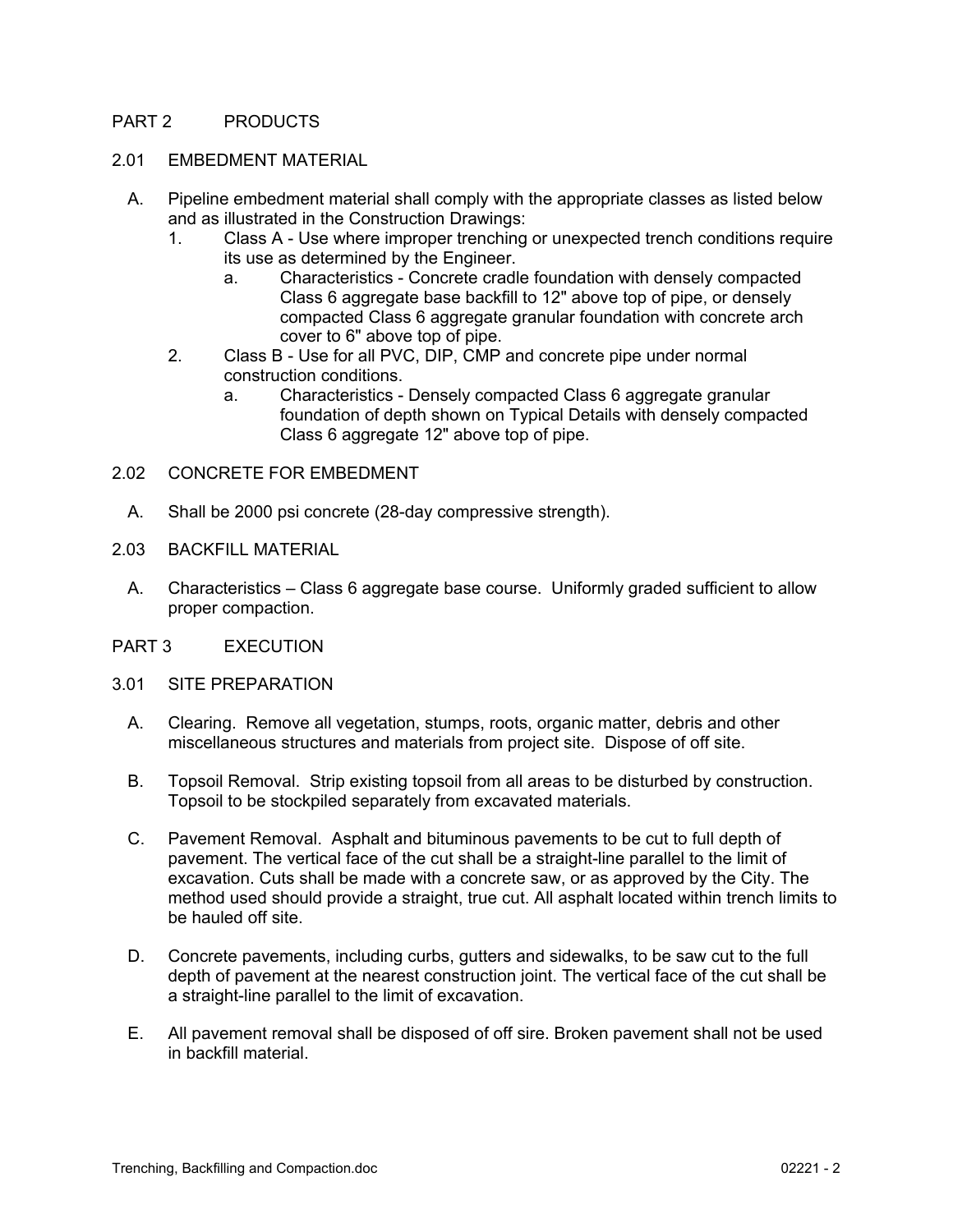## PART 2 PRODUCTS

### 2.01 EMBEDMENT MATERIAL

A. Pipeline embedment material shall comply with the appropriate classes as listed below and as illustrated in the Construction Drawings:

1. Class A - Use where improper trenching or unexpected trench conditions require its use as determined by the Engineer.
   a. Characteristics - Concrete cradle foundation with densely compacted Class 6 aggregate base backfill to 12" above top of pipe, or densely compacted Class 6 aggregate granular foundation with concrete arch cover to 6" above top of pipe.
2. Class B - Use for all PVC, DIP, CMP and concrete pipe under normal construction conditions.
   a. Characteristics - Densely compacted Class 6 aggregate granular foundation of depth shown on Typical Details with densely compacted Class 6 aggregate 12" above top of pipe.

### 2.02 CONCRETE FOR EMBEDMENT

A. Shall be 2000 psi concrete (28-day compressive strength).

### 2.03 BACKFILL MATERIAL

A. Characteristics – Class 6 aggregate base course. Uniformly graded sufficient to allow proper compaction.

## PART 3 EXECUTION

### 3.01 SITE PREPARATION

A. Clearing. Remove all vegetation, stumps, roots, organic matter, debris and other miscellaneous structures and materials from project site. Dispose of off site.

B. Topsoil Removal. Strip existing topsoil from all areas to be disturbed by construction. Topsoil to be stockpiled separately from excavated materials.

C. Pavement Removal. Asphalt and bituminous pavements to be cut to full depth of pavement. The vertical face of the cut shall be a straight-line parallel to the limit of excavation. Cuts shall be made with a concrete saw, or as approved by the City. The method used should provide a straight, true cut. All asphalt located within trench limits to be hauled off site.

D. Concrete pavements, including curbs, gutters and sidewalks, to be saw cut to the full depth of pavement at the nearest construction joint. The vertical face of the cut shall be a straight-line parallel to the limit of excavation.

E. All pavement removal shall be disposed of off sire. Broken pavement shall not be used in backfill material.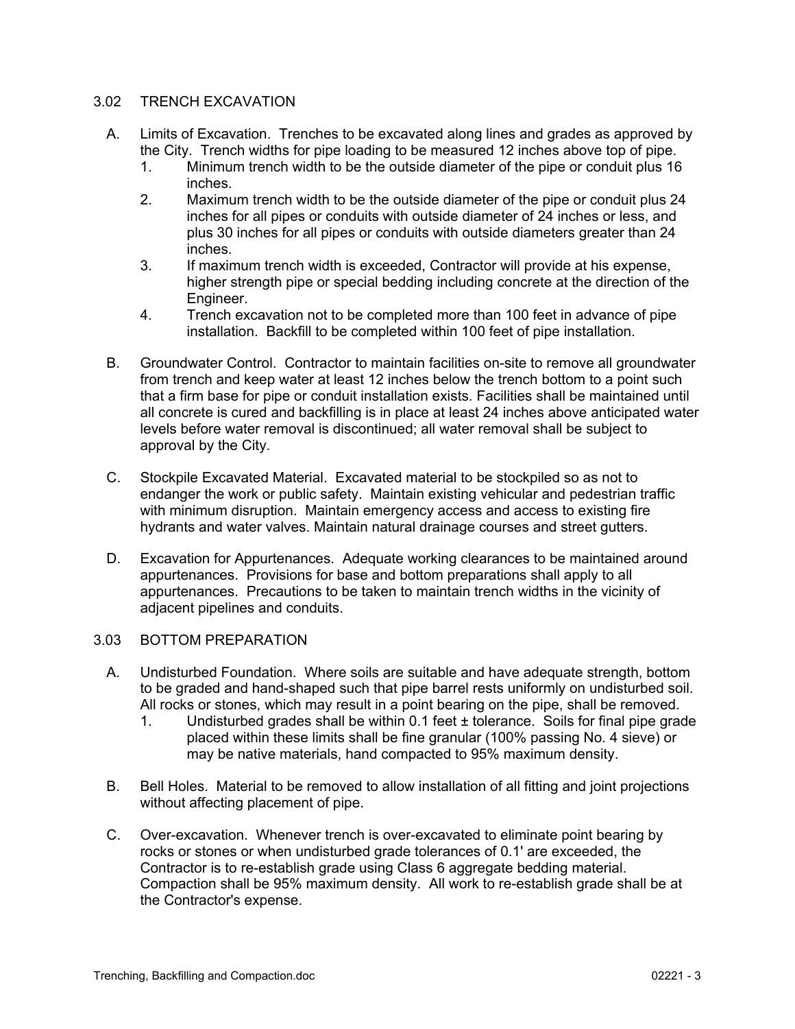## 3.02 TRENCH EXCAVATION

A. Limits of Excavation. Trenches to be excavated along lines and grades as approved by the City. Trench widths for pipe loading to be measured 12 inches above top of pipe.

   1. Minimum trench width to be the outside diameter of the pipe or conduit plus 16 inches.
   2. Maximum trench width to be the outside diameter of the pipe or conduit plus 24 inches for all pipes or conduits with outside diameter of 24 inches or less, and plus 30 inches for all pipes or conduits with outside diameters greater than 24 inches.
   3. If maximum trench width is exceeded, Contractor will provide at his expense, higher strength pipe or special bedding including concrete at the direction of the Engineer.
   4. Trench excavation not to be completed more than 100 feet in advance of pipe installation. Backfill to be completed within 100 feet of pipe installation.

B. Groundwater Control. Contractor to maintain facilities on-site to remove all groundwater from trench and keep water at least 12 inches below the trench bottom to a point such that a firm base for pipe or conduit installation exists. Facilities shall be maintained until all concrete is cured and backfilling is in place at least 24 inches above anticipated water levels before water removal is discontinued; all water removal shall be subject to approval by the City.

C. Stockpile Excavated Material. Excavated material to be stockpiled so as not to endanger the work or public safety. Maintain existing vehicular and pedestrian traffic with minimum disruption. Maintain emergency access and access to existing fire hydrants and water valves. Maintain natural drainage courses and street gutters.

D. Excavation for Appurtenances. Adequate working clearances to be maintained around appurtenances. Provisions for base and bottom preparations shall apply to all appurtenances. Precautions to be taken to maintain trench widths in the vicinity of adjacent pipelines and conduits.

## 3.03 BOTTOM PREPARATION

A. Undisturbed Foundation. Where soils are suitable and have adequate strength, bottom to be graded and hand-shaped such that pipe barrel rests uniformly on undisturbed soil. All rocks or stones, which may result in a point bearing on the pipe, shall be removed.

   1. Undisturbed grades shall be within 0.1 feet ± tolerance. Soils for final pipe grade placed within these limits shall be fine granular (100% passing No. 4 sieve) or may be native materials, hand compacted to 95% maximum density.

B. Bell Holes. Material to be removed to allow installation of all fitting and joint projections without affecting placement of pipe.

C. Over-excavation. Whenever trench is over-excavated to eliminate point bearing by rocks or stones or when undisturbed grade tolerances of 0.1' are exceeded, the Contractor is to re-establish grade using Class 6 aggregate bedding material. Compaction shall be 95% maximum density. All work to re-establish grade shall be at the Contractor's expense.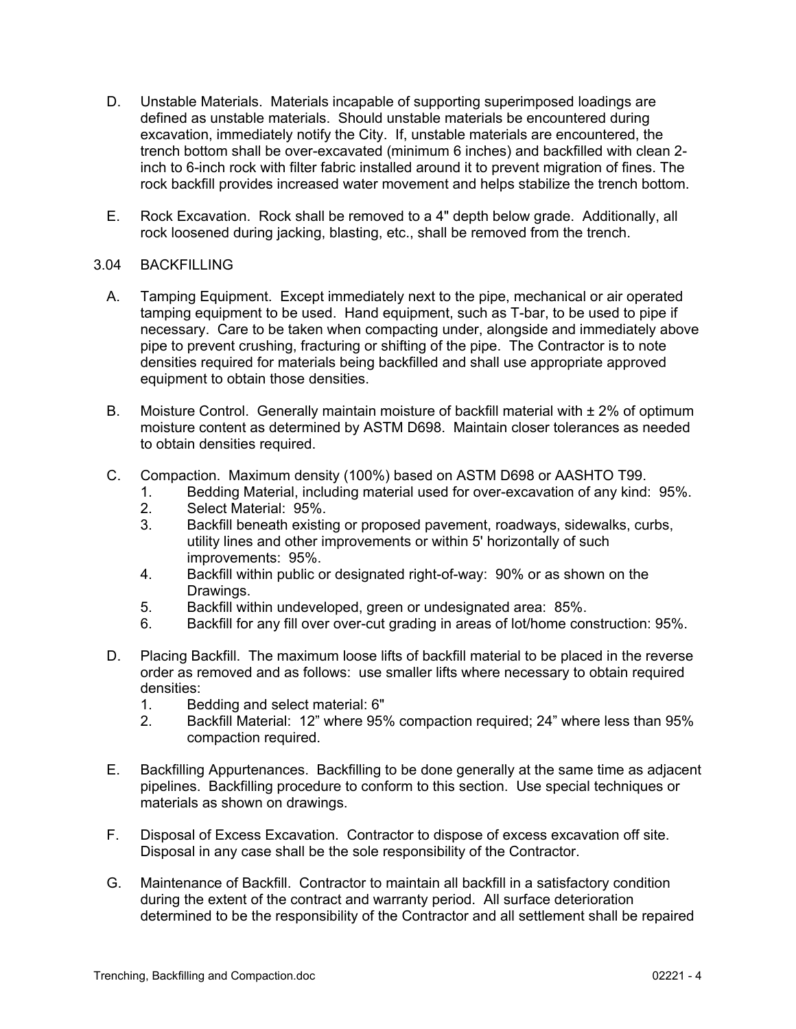D. Unstable Materials. Materials incapable of supporting superimposed loadings are defined as unstable materials. Should unstable materials be encountered during excavation, immediately notify the City. If, unstable materials are encountered, the trench bottom shall be over-excavated (minimum 6 inches) and backfilled with clean 2-inch to 6-inch rock with filter fabric installed around it to prevent migration of fines. The rock backfill provides increased water movement and helps stabilize the trench bottom.

E. Rock Excavation. Rock shall be removed to a 4" depth below grade. Additionally, all rock loosened during jacking, blasting, etc., shall be removed from the trench.

## 3.04 BACKFILLING

A. Tamping Equipment. Except immediately next to the pipe, mechanical or air operated tamping equipment to be used. Hand equipment, such as T-bar, to be used to pipe if necessary. Care to be taken when compacting under, alongside and immediately above pipe to prevent crushing, fracturing or shifting of the pipe. The Contractor is to note densities required for materials being backfilled and shall use appropriate approved equipment to obtain those densities.

B. Moisture Control. Generally maintain moisture of backfill material with ± 2% of optimum moisture content as determined by ASTM D698. Maintain closer tolerances as needed to obtain densities required.

C. Compaction. Maximum density (100%) based on ASTM D698 or AASHTO T99.
   1. Bedding Material, including material used for over-excavation of any kind: 95%.
   2. Select Material: 95%.
   3. Backfill beneath existing or proposed pavement, roadways, sidewalks, curbs, utility lines and other improvements or within 5' horizontally of such improvements: 95%.
   4. Backfill within public or designated right-of-way: 90% or as shown on the Drawings.
   5. Backfill within undeveloped, green or undesignated area: 85%.
   6. Backfill for any fill over over-cut grading in areas of lot/home construction: 95%.

D. Placing Backfill. The maximum loose lifts of backfill material to be placed in the reverse order as removed and as follows: use smaller lifts where necessary to obtain required densities:
   1. Bedding and select material: 6"
   2. Backfill Material: 12" where 95% compaction required; 24" where less than 95% compaction required.

E. Backfilling Appurtenances. Backfilling to be done generally at the same time as adjacent pipelines. Backfilling procedure to conform to this section. Use special techniques or materials as shown on drawings.

F. Disposal of Excess Excavation. Contractor to dispose of excess excavation off site. Disposal in any case shall be the sole responsibility of the Contractor.

G. Maintenance of Backfill. Contractor to maintain all backfill in a satisfactory condition during the extent of the contract and warranty period. All surface deterioration determined to be the responsibility of the Contractor and all settlement shall be repaired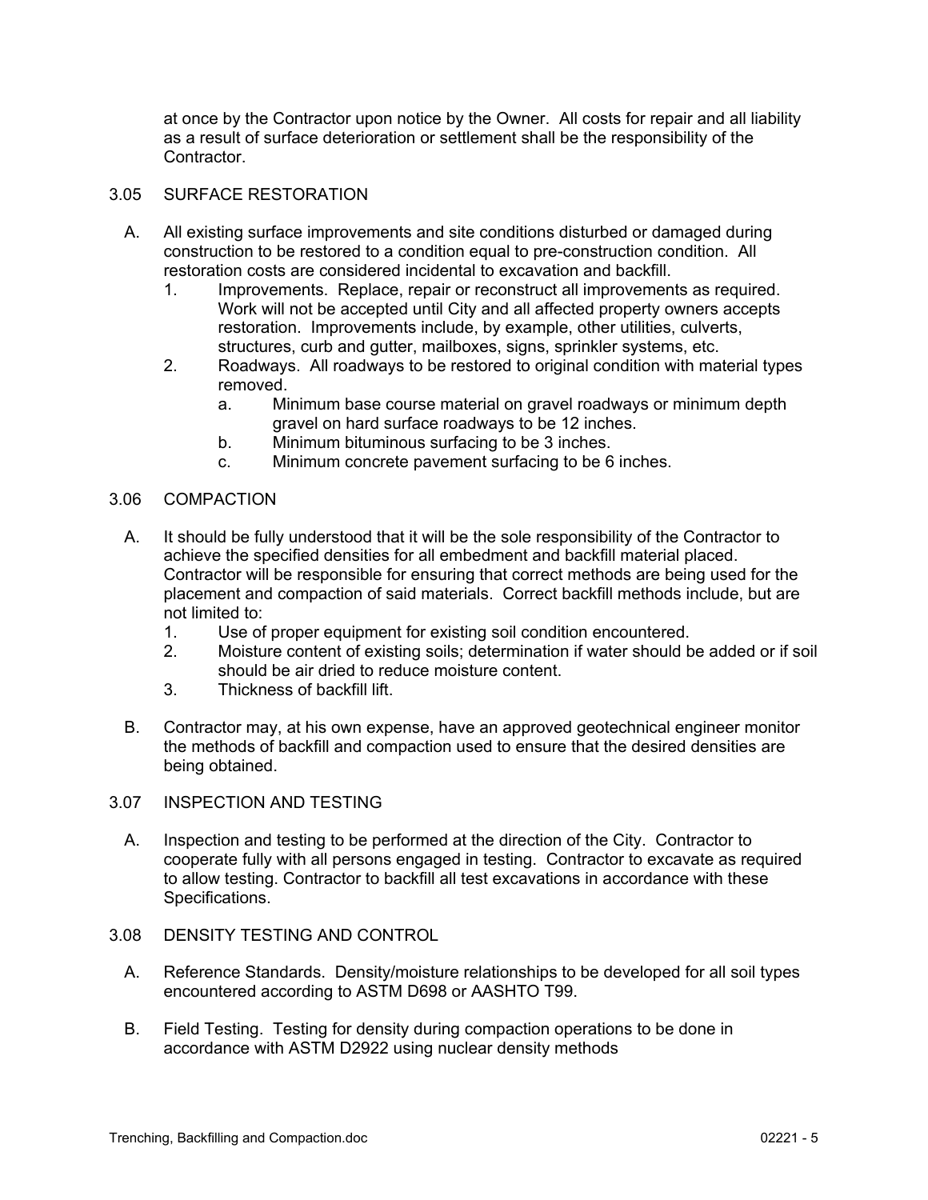at once by the Contractor upon notice by the Owner. All costs for repair and all liability as a result of surface deterioration or settlement shall be the responsibility of the Contractor.

## 3.05 SURFACE RESTORATION

A. All existing surface improvements and site conditions disturbed or damaged during construction to be restored to a condition equal to pre-construction condition. All restoration costs are considered incidental to excavation and backfill.

1. Improvements. Replace, repair or reconstruct all improvements as required. Work will not be accepted until City and all affected property owners accepts restoration. Improvements include, by example, other utilities, culverts, structures, curb and gutter, mailboxes, signs, sprinkler systems, etc.
2. Roadways. All roadways to be restored to original condition with material types removed.
   a. Minimum base course material on gravel roadways or minimum depth gravel on hard surface roadways to be 12 inches.
   b. Minimum bituminous surfacing to be 3 inches.
   c. Minimum concrete pavement surfacing to be 6 inches.

## 3.06 COMPACTION

A. It should be fully understood that it will be the sole responsibility of the Contractor to achieve the specified densities for all embedment and backfill material placed. Contractor will be responsible for ensuring that correct methods are being used for the placement and compaction of said materials. Correct backfill methods include, but are not limited to:

1. Use of proper equipment for existing soil condition encountered.
2. Moisture content of existing soils; determination if water should be added or if soil should be air dried to reduce moisture content.
3. Thickness of backfill lift.

B. Contractor may, at his own expense, have an approved geotechnical engineer monitor the methods of backfill and compaction used to ensure that the desired densities are being obtained.

## 3.07 INSPECTION AND TESTING

A. Inspection and testing to be performed at the direction of the City. Contractor to cooperate fully with all persons engaged in testing. Contractor to excavate as required to allow testing. Contractor to backfill all test excavations in accordance with these Specifications.

## 3.08 DENSITY TESTING AND CONTROL

A. Reference Standards. Density/moisture relationships to be developed for all soil types encountered according to ASTM D698 or AASHTO T99.

B. Field Testing. Testing for density during compaction operations to be done in accordance with ASTM D2922 using nuclear density methods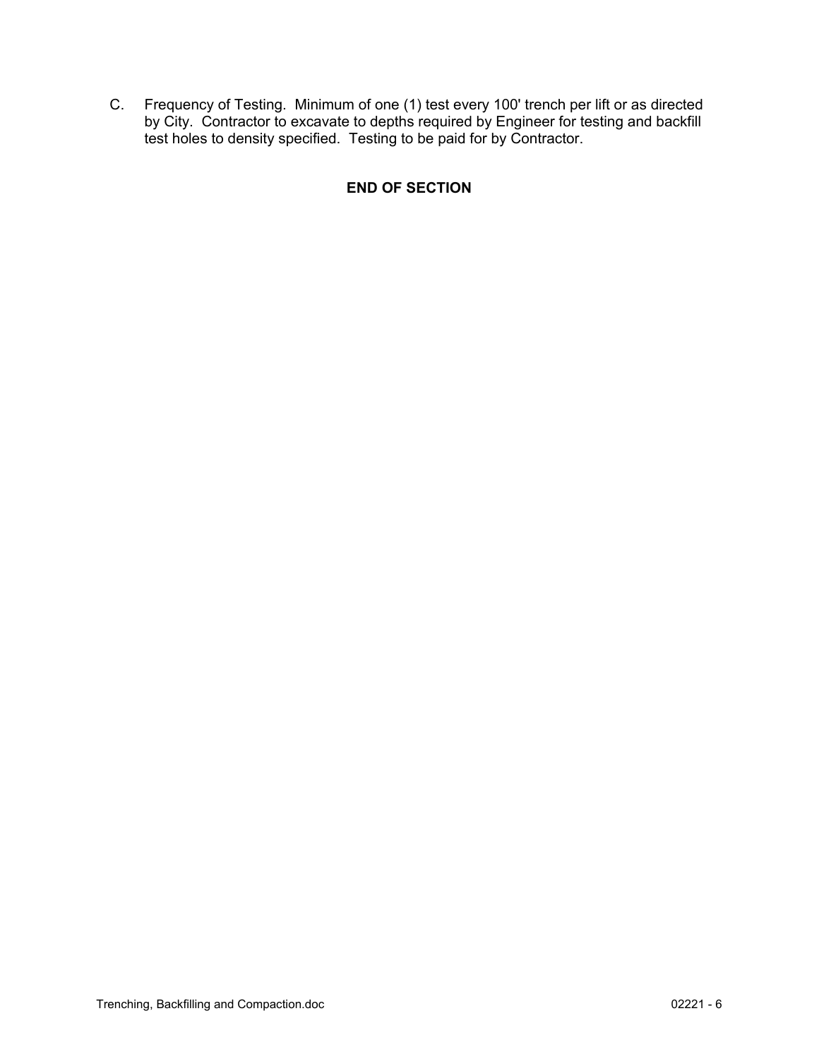C. Frequency of Testing. Minimum of one (1) test every 100' trench per lift or as directed by City. Contractor to excavate to depths required by Engineer for testing and backfill test holes to density specified. Testing to be paid for by Contractor.

**END OF SECTION**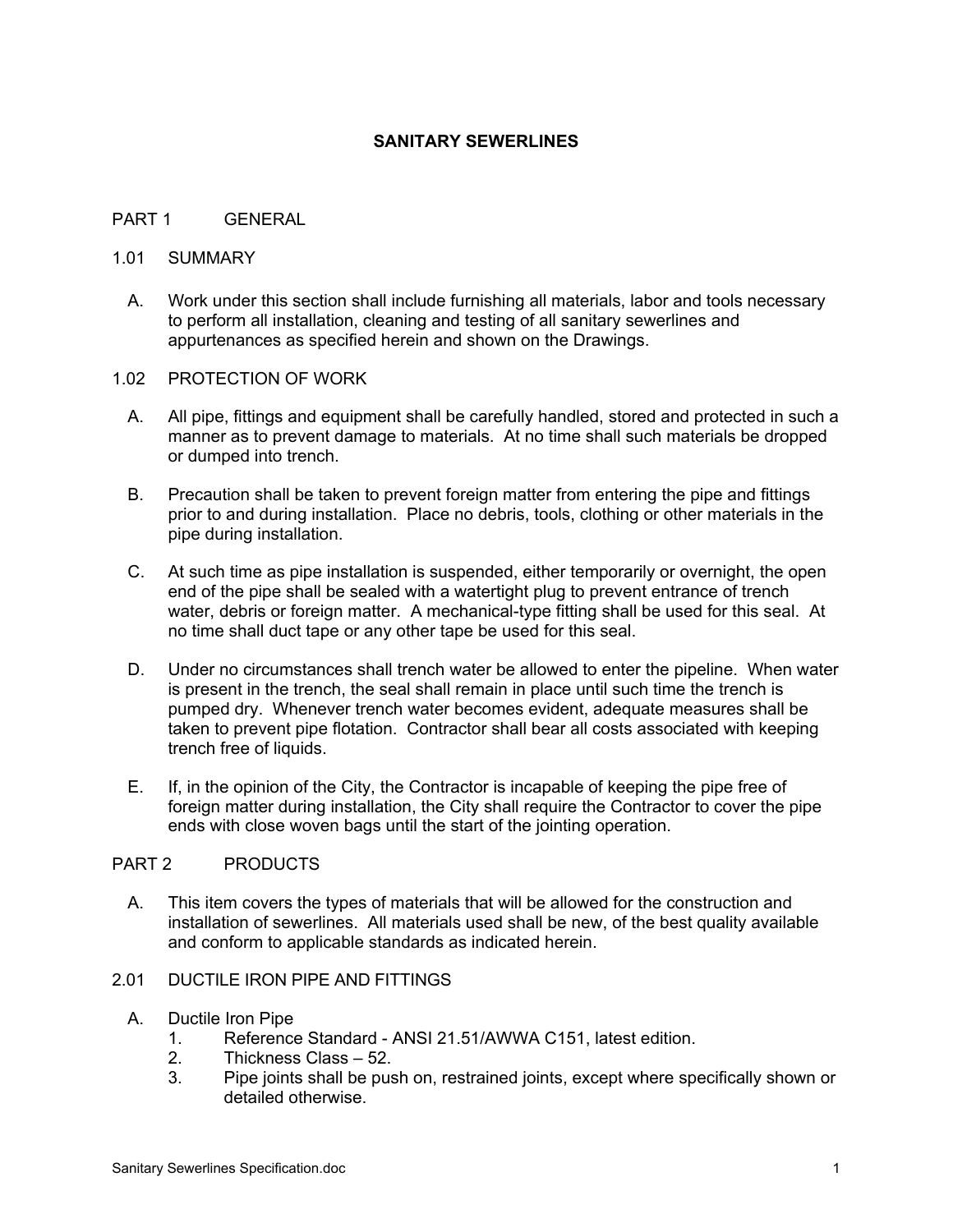# SANITARY SEWERLINES

## PART 1 GENERAL

### 1.01 SUMMARY

A. Work under this section shall include furnishing all materials, labor and tools necessary to perform all installation, cleaning and testing of all sanitary sewerlines and appurtenances as specified herein and shown on the Drawings.

### 1.02 PROTECTION OF WORK

A. All pipe, fittings and equipment shall be carefully handled, stored and protected in such a manner as to prevent damage to materials. At no time shall such materials be dropped or dumped into trench.

B. Precaution shall be taken to prevent foreign matter from entering the pipe and fittings prior to and during installation. Place no debris, tools, clothing or other materials in the pipe during installation.

C. At such time as pipe installation is suspended, either temporarily or overnight, the open end of the pipe shall be sealed with a watertight plug to prevent entrance of trench water, debris or foreign matter. A mechanical-type fitting shall be used for this seal. At no time shall duct tape or any other tape be used for this seal.

D. Under no circumstances shall trench water be allowed to enter the pipeline. When water is present in the trench, the seal shall remain in place until such time the trench is pumped dry. Whenever trench water becomes evident, adequate measures shall be taken to prevent pipe flotation. Contractor shall bear all costs associated with keeping trench free of liquids.

E. If, in the opinion of the City, the Contractor is incapable of keeping the pipe free of foreign matter during installation, the City shall require the Contractor to cover the pipe ends with close woven bags until the start of the jointing operation.

## PART 2 PRODUCTS

A. This item covers the types of materials that will be allowed for the construction and installation of sewerlines. All materials used shall be new, of the best quality available and conform to applicable standards as indicated herein.

### 2.01 DUCTILE IRON PIPE AND FITTINGS

A. Ductile Iron Pipe
   1. Reference Standard - ANSI 21.51/AWWA C151, latest edition.
   2. Thickness Class – 52.
   3. Pipe joints shall be push on, restrained joints, except where specifically shown or detailed otherwise.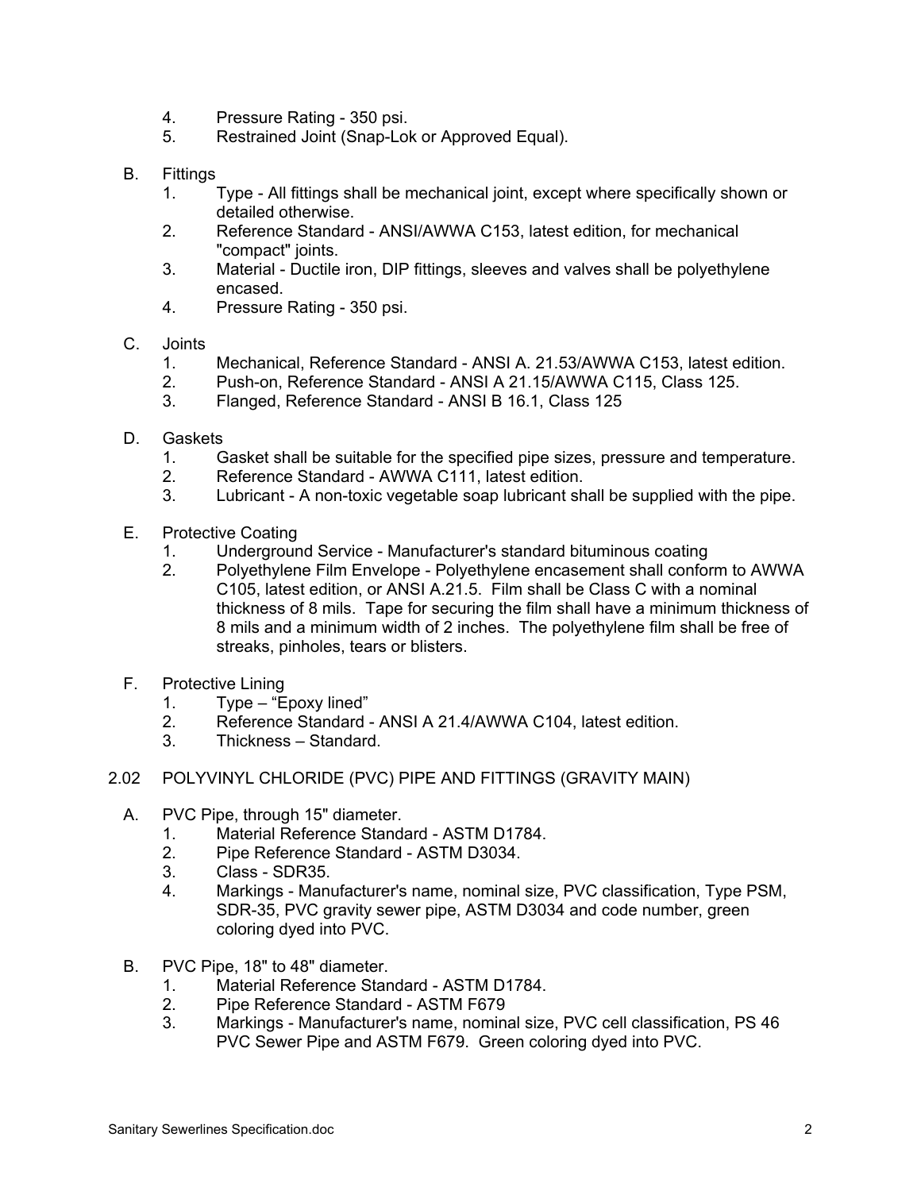4. Pressure Rating - 350 psi.
5. Restrained Joint (Snap-Lok or Approved Equal).

B. Fittings
   1. Type - All fittings shall be mechanical joint, except where specifically shown or detailed otherwise.
   2. Reference Standard - ANSI/AWWA C153, latest edition, for mechanical "compact" joints.
   3. Material - Ductile iron, DIP fittings, sleeves and valves shall be polyethylene encased.
   4. Pressure Rating - 350 psi.

C. Joints
   1. Mechanical, Reference Standard - ANSI A. 21.53/AWWA C153, latest edition.
   2. Push-on, Reference Standard - ANSI A 21.15/AWWA C115, Class 125.
   3. Flanged, Reference Standard - ANSI B 16.1, Class 125

D. Gaskets
   1. Gasket shall be suitable for the specified pipe sizes, pressure and temperature.
   2. Reference Standard - AWWA C111, latest edition.
   3. Lubricant - A non-toxic vegetable soap lubricant shall be supplied with the pipe.

E. Protective Coating
   1. Underground Service - Manufacturer's standard bituminous coating
   2. Polyethylene Film Envelope - Polyethylene encasement shall conform to AWWA C105, latest edition, or ANSI A.21.5. Film shall be Class C with a nominal thickness of 8 mils. Tape for securing the film shall have a minimum thickness of 8 mils and a minimum width of 2 inches. The polyethylene film shall be free of streaks, pinholes, tears or blisters.

F. Protective Lining
   1. Type – "Epoxy lined"
   2. Reference Standard - ANSI A 21.4/AWWA C104, latest edition.
   3. Thickness – Standard.

## 2.02 POLYVINYL CHLORIDE (PVC) PIPE AND FITTINGS (GRAVITY MAIN)

A. PVC Pipe, through 15" diameter.
   1. Material Reference Standard - ASTM D1784.
   2. Pipe Reference Standard - ASTM D3034.
   3. Class - SDR35.
   4. Markings - Manufacturer's name, nominal size, PVC classification, Type PSM, SDR-35, PVC gravity sewer pipe, ASTM D3034 and code number, green coloring dyed into PVC.

B. PVC Pipe, 18" to 48" diameter.
   1. Material Reference Standard - ASTM D1784.
   2. Pipe Reference Standard - ASTM F679
   3. Markings - Manufacturer's name, nominal size, PVC cell classification, PS 46 PVC Sewer Pipe and ASTM F679. Green coloring dyed into PVC.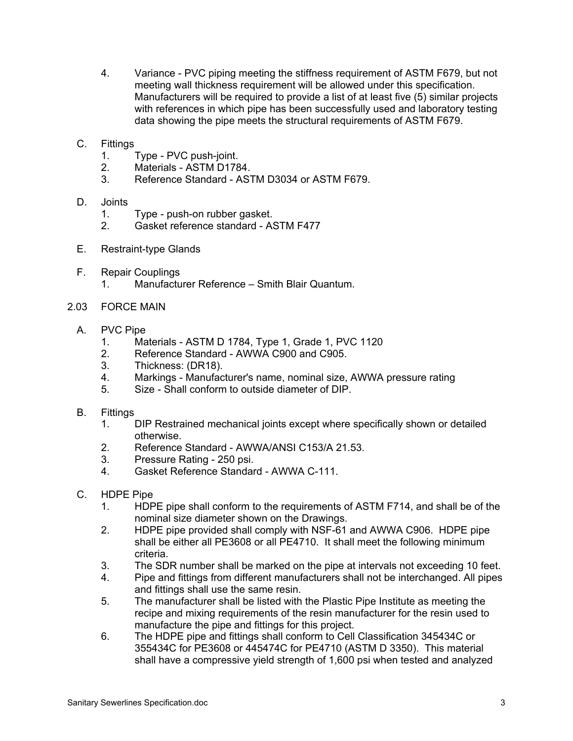4. Variance - PVC piping meeting the stiffness requirement of ASTM F679, but not meeting wall thickness requirement will be allowed under this specification. Manufacturers will be required to provide a list of at least five (5) similar projects with references in which pipe has been successfully used and laboratory testing data showing the pipe meets the structural requirements of ASTM F679.

C. Fittings
   1. Type - PVC push-joint.
   2. Materials - ASTM D1784.
   3. Reference Standard - ASTM D3034 or ASTM F679.

D. Joints
   1. Type - push-on rubber gasket.
   2. Gasket reference standard - ASTM F477

E. Restraint-type Glands

F. Repair Couplings
   1. Manufacturer Reference – Smith Blair Quantum.

2.03 FORCE MAIN

A. PVC Pipe
   1. Materials - ASTM D 1784, Type 1, Grade 1, PVC 1120
   2. Reference Standard - AWWA C900 and C905.
   3. Thickness: (DR18).
   4. Markings - Manufacturer's name, nominal size, AWWA pressure rating
   5. Size - Shall conform to outside diameter of DIP.

B. Fittings
   1. DIP Restrained mechanical joints except where specifically shown or detailed otherwise.
   2. Reference Standard - AWWA/ANSI C153/A 21.53.
   3. Pressure Rating - 250 psi.
   4. Gasket Reference Standard - AWWA C-111.

C. HDPE Pipe
   1. HDPE pipe shall conform to the requirements of ASTM F714, and shall be of the nominal size diameter shown on the Drawings.
   2. HDPE pipe provided shall comply with NSF-61 and AWWA C906. HDPE pipe shall be either all PE3608 or all PE4710. It shall meet the following minimum criteria.
   3. The SDR number shall be marked on the pipe at intervals not exceeding 10 feet.
   4. Pipe and fittings from different manufacturers shall not be interchanged. All pipes and fittings shall use the same resin.
   5. The manufacturer shall be listed with the Plastic Pipe Institute as meeting the recipe and mixing requirements of the resin manufacturer for the resin used to manufacture the pipe and fittings for this project.
   6. The HDPE pipe and fittings shall conform to Cell Classification 345434C or 355434C for PE3608 or 445474C for PE4710 (ASTM D 3350). This material shall have a compressive yield strength of 1,600 psi when tested and analyzed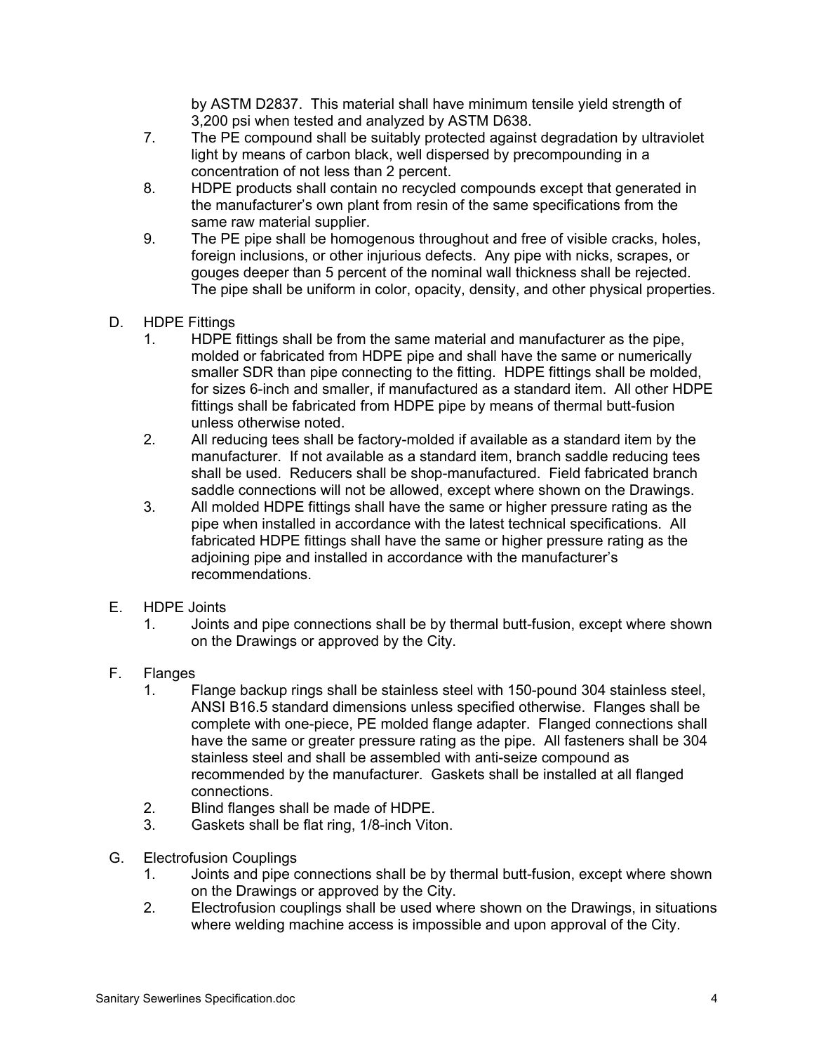by ASTM D2837. This material shall have minimum tensile yield strength of 3,200 psi when tested and analyzed by ASTM D638.

7. The PE compound shall be suitably protected against degradation by ultraviolet light by means of carbon black, well dispersed by precompounding in a concentration of not less than 2 percent.
8. HDPE products shall contain no recycled compounds except that generated in the manufacturer's own plant from resin of the same specifications from the same raw material supplier.
9. The PE pipe shall be homogenous throughout and free of visible cracks, holes, foreign inclusions, or other injurious defects. Any pipe with nicks, scrapes, or gouges deeper than 5 percent of the nominal wall thickness shall be rejected. The pipe shall be uniform in color, opacity, density, and other physical properties.

D. HDPE Fittings

1. HDPE fittings shall be from the same material and manufacturer as the pipe, molded or fabricated from HDPE pipe and shall have the same or numerically smaller SDR than pipe connecting to the fitting. HDPE fittings shall be molded, for sizes 6-inch and smaller, if manufactured as a standard item. All other HDPE fittings shall be fabricated from HDPE pipe by means of thermal butt-fusion unless otherwise noted.
2. All reducing tees shall be factory-molded if available as a standard item by the manufacturer. If not available as a standard item, branch saddle reducing tees shall be used. Reducers shall be shop-manufactured. Field fabricated branch saddle connections will not be allowed, except where shown on the Drawings.
3. All molded HDPE fittings shall have the same or higher pressure rating as the pipe when installed in accordance with the latest technical specifications. All fabricated HDPE fittings shall have the same or higher pressure rating as the adjoining pipe and installed in accordance with the manufacturer's recommendations.

E. HDPE Joints

1. Joints and pipe connections shall be by thermal butt-fusion, except where shown on the Drawings or approved by the City.

F. Flanges

1. Flange backup rings shall be stainless steel with 150-pound 304 stainless steel, ANSI B16.5 standard dimensions unless specified otherwise. Flanges shall be complete with one-piece, PE molded flange adapter. Flanged connections shall have the same or greater pressure rating as the pipe. All fasteners shall be 304 stainless steel and shall be assembled with anti-seize compound as recommended by the manufacturer. Gaskets shall be installed at all flanged connections.
2. Blind flanges shall be made of HDPE.
3. Gaskets shall be flat ring, 1/8-inch Viton.

G. Electrofusion Couplings

1. Joints and pipe connections shall be by thermal butt-fusion, except where shown on the Drawings or approved by the City.
2. Electrofusion couplings shall be used where shown on the Drawings, in situations where welding machine access is impossible and upon approval of the City.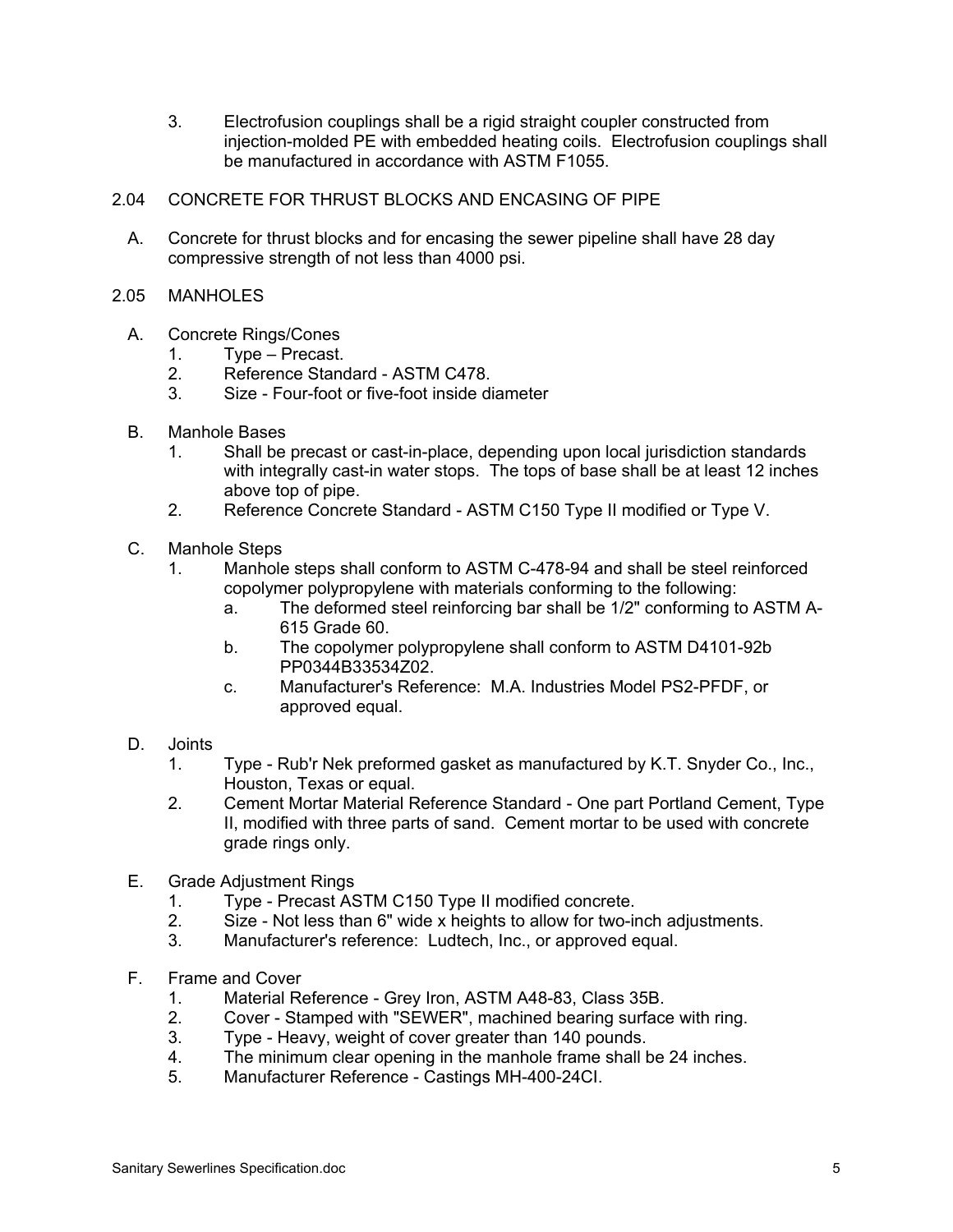3. Electrofusion couplings shall be a rigid straight coupler constructed from injection-molded PE with embedded heating coils. Electrofusion couplings shall be manufactured in accordance with ASTM F1055.

## 2.04 CONCRETE FOR THRUST BLOCKS AND ENCASING OF PIPE

A. Concrete for thrust blocks and for encasing the sewer pipeline shall have 28 day compressive strength of not less than 4000 psi.

## 2.05 MANHOLES

A. Concrete Rings/Cones
   1. Type – Precast.
   2. Reference Standard - ASTM C478.
   3. Size - Four-foot or five-foot inside diameter

B. Manhole Bases
   1. Shall be precast or cast-in-place, depending upon local jurisdiction standards with integrally cast-in water stops. The tops of base shall be at least 12 inches above top of pipe.
   2. Reference Concrete Standard - ASTM C150 Type II modified or Type V.

C. Manhole Steps
   1. Manhole steps shall conform to ASTM C-478-94 and shall be steel reinforced copolymer polypropylene with materials conforming to the following:
      a. The deformed steel reinforcing bar shall be 1/2" conforming to ASTM A-615 Grade 60.
      b. The copolymer polypropylene shall conform to ASTM D4101-92b PP0344B33534Z02.
      c. Manufacturer's Reference: M.A. Industries Model PS2-PFDF, or approved equal.

D. Joints
   1. Type - Rub'r Nek preformed gasket as manufactured by K.T. Snyder Co., Inc., Houston, Texas or equal.
   2. Cement Mortar Material Reference Standard - One part Portland Cement, Type II, modified with three parts of sand. Cement mortar to be used with concrete grade rings only.

E. Grade Adjustment Rings
   1. Type - Precast ASTM C150 Type II modified concrete.
   2. Size - Not less than 6" wide x heights to allow for two-inch adjustments.
   3. Manufacturer's reference: Ludtech, Inc., or approved equal.

F. Frame and Cover
   1. Material Reference - Grey Iron, ASTM A48-83, Class 35B.
   2. Cover - Stamped with "SEWER", machined bearing surface with ring.
   3. Type - Heavy, weight of cover greater than 140 pounds.
   4. The minimum clear opening in the manhole frame shall be 24 inches.
   5. Manufacturer Reference - Castings MH-400-24CI.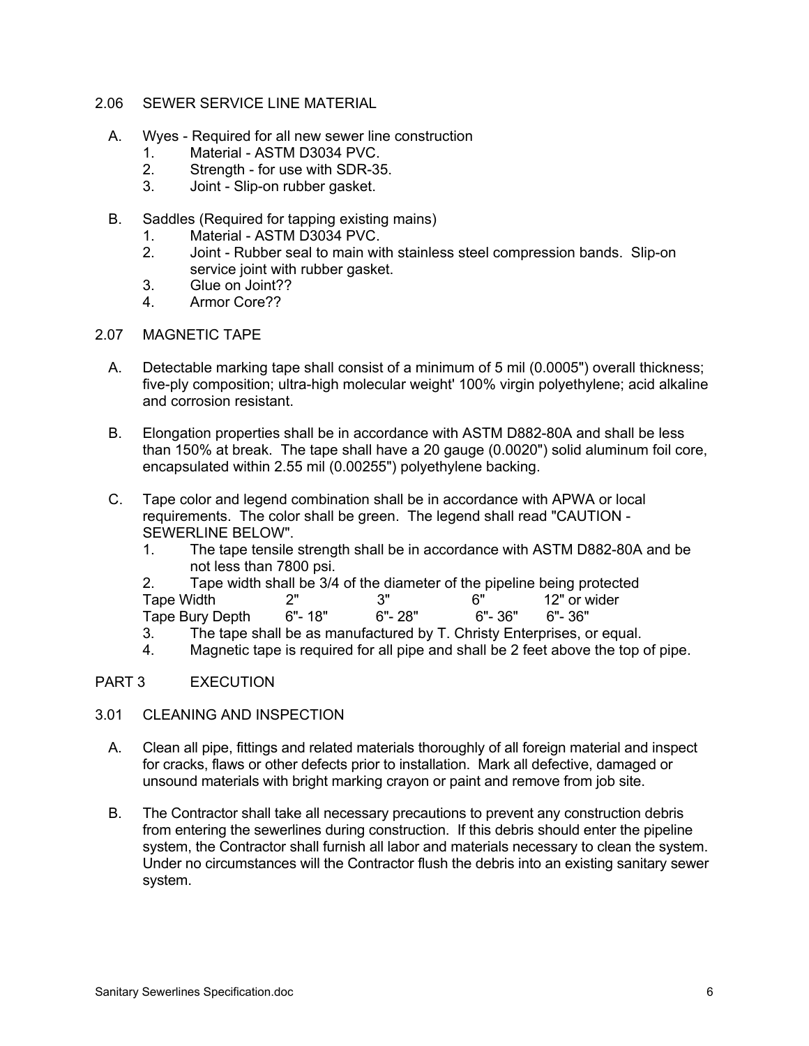## 2.06 SEWER SERVICE LINE MATERIAL

A. Wyes - Required for all new sewer line construction
   1. Material - ASTM D3034 PVC.
   2. Strength - for use with SDR-35.
   3. Joint - Slip-on rubber gasket.

B. Saddles (Required for tapping existing mains)
   1. Material - ASTM D3034 PVC.
   2. Joint - Rubber seal to main with stainless steel compression bands. Slip-on service joint with rubber gasket.
   3. Glue on Joint??
   4. Armor Core??

## 2.07 MAGNETIC TAPE

A. Detectable marking tape shall consist of a minimum of 5 mil (0.0005") overall thickness; five-ply composition; ultra-high molecular weight' 100% virgin polyethylene; acid alkaline and corrosion resistant.

B. Elongation properties shall be in accordance with ASTM D882-80A and shall be less than 150% at break. The tape shall have a 20 gauge (0.0020") solid aluminum foil core, encapsulated within 2.55 mil (0.00255") polyethylene backing.

C. Tape color and legend combination shall be in accordance with APWA or local requirements. The color shall be green. The legend shall read "CAUTION - SEWERLINE BELOW".
   1. The tape tensile strength shall be in accordance with ASTM D882-80A and be not less than 7800 psi.
   2. Tape width shall be 3/4 of the diameter of the pipeline being protected

| Tape Width | 2" | 3" | 6" | 12" or wider |
|---|---|---|---|---|
| Tape Bury Depth | 6"- 18" | 6"- 28" | 6"- 36" | 6"- 36" |

   3. The tape shall be as manufactured by T. Christy Enterprises, or equal.
   4. Magnetic tape is required for all pipe and shall be 2 feet above the top of pipe.

# PART 3 EXECUTION

## 3.01 CLEANING AND INSPECTION

A. Clean all pipe, fittings and related materials thoroughly of all foreign material and inspect for cracks, flaws or other defects prior to installation. Mark all defective, damaged or unsound materials with bright marking crayon or paint and remove from job site.

B. The Contractor shall take all necessary precautions to prevent any construction debris from entering the sewerlines during construction. If this debris should enter the pipeline system, the Contractor shall furnish all labor and materials necessary to clean the system. Under no circumstances will the Contractor flush the debris into an existing sanitary sewer system.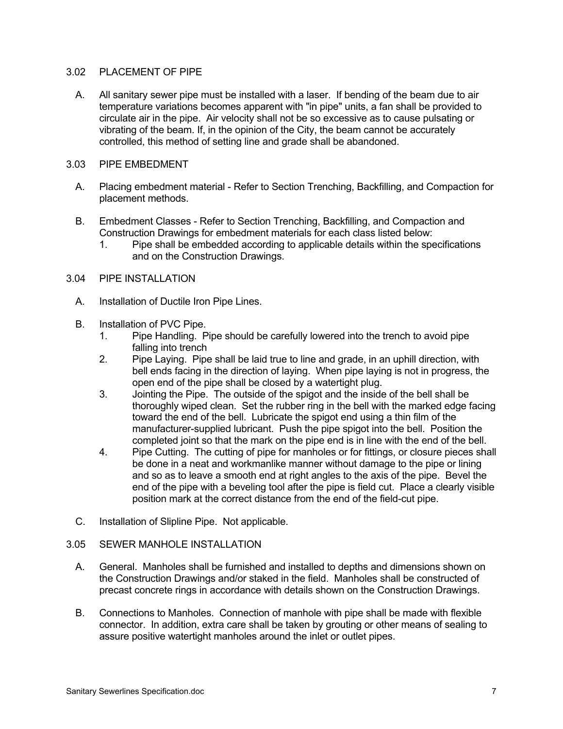## 3.02 PLACEMENT OF PIPE

A. All sanitary sewer pipe must be installed with a laser. If bending of the beam due to air temperature variations becomes apparent with "in pipe" units, a fan shall be provided to circulate air in the pipe. Air velocity shall not be so excessive as to cause pulsating or vibrating of the beam. If, in the opinion of the City, the beam cannot be accurately controlled, this method of setting line and grade shall be abandoned.

## 3.03 PIPE EMBEDMENT

A. Placing embedment material - Refer to Section Trenching, Backfilling, and Compaction for placement methods.

B. Embedment Classes - Refer to Section Trenching, Backfilling, and Compaction and Construction Drawings for embedment materials for each class listed below:
   1. Pipe shall be embedded according to applicable details within the specifications and on the Construction Drawings.

## 3.04 PIPE INSTALLATION

A. Installation of Ductile Iron Pipe Lines.

B. Installation of PVC Pipe.
   1. Pipe Handling. Pipe should be carefully lowered into the trench to avoid pipe falling into trench
   2. Pipe Laying. Pipe shall be laid true to line and grade, in an uphill direction, with bell ends facing in the direction of laying. When pipe laying is not in progress, the open end of the pipe shall be closed by a watertight plug.
   3. Jointing the Pipe. The outside of the spigot and the inside of the bell shall be thoroughly wiped clean. Set the rubber ring in the bell with the marked edge facing toward the end of the bell. Lubricate the spigot end using a thin film of the manufacturer-supplied lubricant. Push the pipe spigot into the bell. Position the completed joint so that the mark on the pipe end is in line with the end of the bell.
   4. Pipe Cutting. The cutting of pipe for manholes or for fittings, or closure pieces shall be done in a neat and workmanlike manner without damage to the pipe or lining and so as to leave a smooth end at right angles to the axis of the pipe. Bevel the end of the pipe with a beveling tool after the pipe is field cut. Place a clearly visible position mark at the correct distance from the end of the field-cut pipe.

C. Installation of Slipline Pipe. Not applicable.

## 3.05 SEWER MANHOLE INSTALLATION

A. General. Manholes shall be furnished and installed to depths and dimensions shown on the Construction Drawings and/or staked in the field. Manholes shall be constructed of precast concrete rings in accordance with details shown on the Construction Drawings.

B. Connections to Manholes. Connection of manhole with pipe shall be made with flexible connector. In addition, extra care shall be taken by grouting or other means of sealing to assure positive watertight manholes around the inlet or outlet pipes.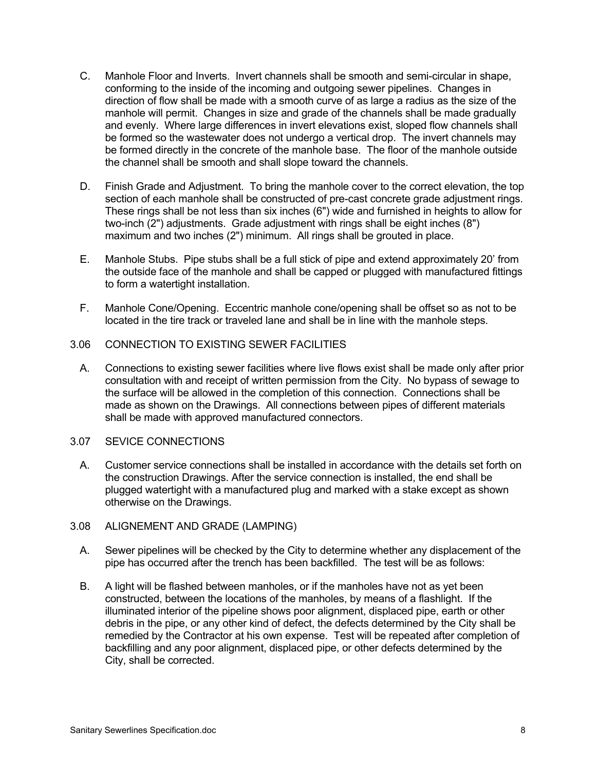C. Manhole Floor and Inverts. Invert channels shall be smooth and semi-circular in shape, conforming to the inside of the incoming and outgoing sewer pipelines. Changes in direction of flow shall be made with a smooth curve of as large a radius as the size of the manhole will permit. Changes in size and grade of the channels shall be made gradually and evenly. Where large differences in invert elevations exist, sloped flow channels shall be formed so the wastewater does not undergo a vertical drop. The invert channels may be formed directly in the concrete of the manhole base. The floor of the manhole outside the channel shall be smooth and shall slope toward the channels.

D. Finish Grade and Adjustment. To bring the manhole cover to the correct elevation, the top section of each manhole shall be constructed of pre-cast concrete grade adjustment rings. These rings shall be not less than six inches (6") wide and furnished in heights to allow for two-inch (2") adjustments. Grade adjustment with rings shall be eight inches (8") maximum and two inches (2") minimum. All rings shall be grouted in place.

E. Manhole Stubs. Pipe stubs shall be a full stick of pipe and extend approximately 20' from the outside face of the manhole and shall be capped or plugged with manufactured fittings to form a watertight installation.

F. Manhole Cone/Opening. Eccentric manhole cone/opening shall be offset so as not to be located in the tire track or traveled lane and shall be in line with the manhole steps.

## 3.06 CONNECTION TO EXISTING SEWER FACILITIES

A. Connections to existing sewer facilities where live flows exist shall be made only after prior consultation with and receipt of written permission from the City. No bypass of sewage to the surface will be allowed in the completion of this connection. Connections shall be made as shown on the Drawings. All connections between pipes of different materials shall be made with approved manufactured connectors.

## 3.07 SEVICE CONNECTIONS

A. Customer service connections shall be installed in accordance with the details set forth on the construction Drawings. After the service connection is installed, the end shall be plugged watertight with a manufactured plug and marked with a stake except as shown otherwise on the Drawings.

## 3.08 ALIGNEMENT AND GRADE (LAMPING)

A. Sewer pipelines will be checked by the City to determine whether any displacement of the pipe has occurred after the trench has been backfilled. The test will be as follows:

B. A light will be flashed between manholes, or if the manholes have not as yet been constructed, between the locations of the manholes, by means of a flashlight. If the illuminated interior of the pipeline shows poor alignment, displaced pipe, earth or other debris in the pipe, or any other kind of defect, the defects determined by the City shall be remedied by the Contractor at his own expense. Test will be repeated after completion of backfilling and any poor alignment, displaced pipe, or other defects determined by the City, shall be corrected.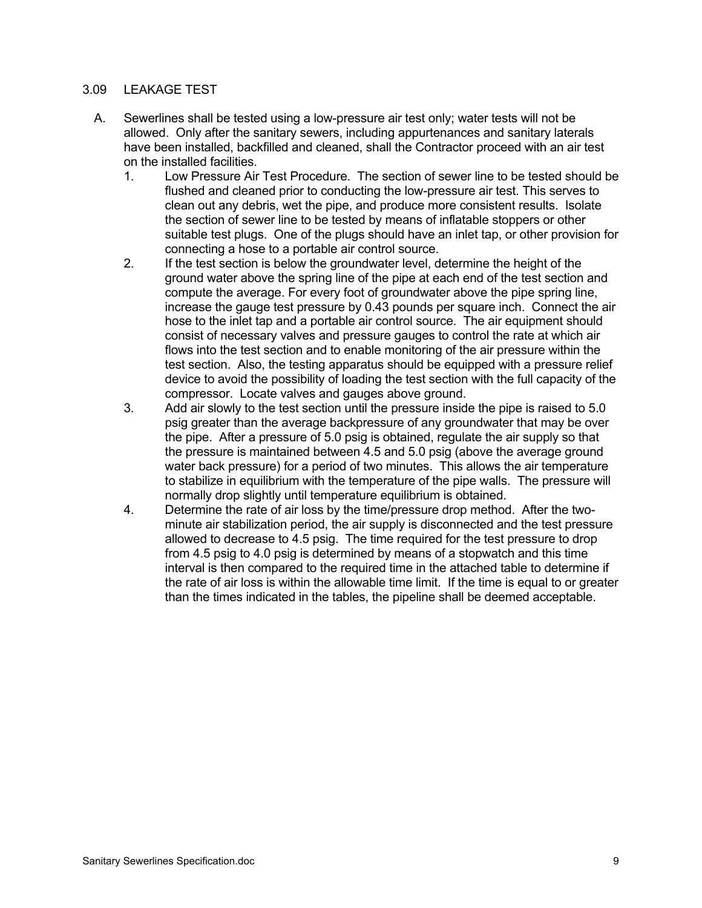### 3.09 LEAKAGE TEST

A. Sewerlines shall be tested using a low-pressure air test only; water tests will not be allowed. Only after the sanitary sewers, including appurtenances and sanitary laterals have been installed, backfilled and cleaned, shall the Contractor proceed with an air test on the installed facilities.

1. Low Pressure Air Test Procedure. The section of sewer line to be tested should be flushed and cleaned prior to conducting the low-pressure air test. This serves to clean out any debris, wet the pipe, and produce more consistent results. Isolate the section of sewer line to be tested by means of inflatable stoppers or other suitable test plugs. One of the plugs should have an inlet tap, or other provision for connecting a hose to a portable air control source.
2. If the test section is below the groundwater level, determine the height of the ground water above the spring line of the pipe at each end of the test section and compute the average. For every foot of groundwater above the pipe spring line, increase the gauge test pressure by 0.43 pounds per square inch. Connect the air hose to the inlet tap and a portable air control source. The air equipment should consist of necessary valves and pressure gauges to control the rate at which air flows into the test section and to enable monitoring of the air pressure within the test section. Also, the testing apparatus should be equipped with a pressure relief device to avoid the possibility of loading the test section with the full capacity of the compressor. Locate valves and gauges above ground.
3. Add air slowly to the test section until the pressure inside the pipe is raised to 5.0 psig greater than the average backpressure of any groundwater that may be over the pipe. After a pressure of 5.0 psig is obtained, regulate the air supply so that the pressure is maintained between 4.5 and 5.0 psig (above the average ground water back pressure) for a period of two minutes. This allows the air temperature to stabilize in equilibrium with the temperature of the pipe walls. The pressure will normally drop slightly until temperature equilibrium is obtained.
4. Determine the rate of air loss by the time/pressure drop method. After the two-minute air stabilization period, the air supply is disconnected and the test pressure allowed to decrease to 4.5 psig. The time required for the test pressure to drop from 4.5 psig to 4.0 psig is determined by means of a stopwatch and this time interval is then compared to the required time in the attached table to determine if the rate of air loss is within the allowable time limit. If the time is equal to or greater than the times indicated in the tables, the pipeline shall be deemed acceptable.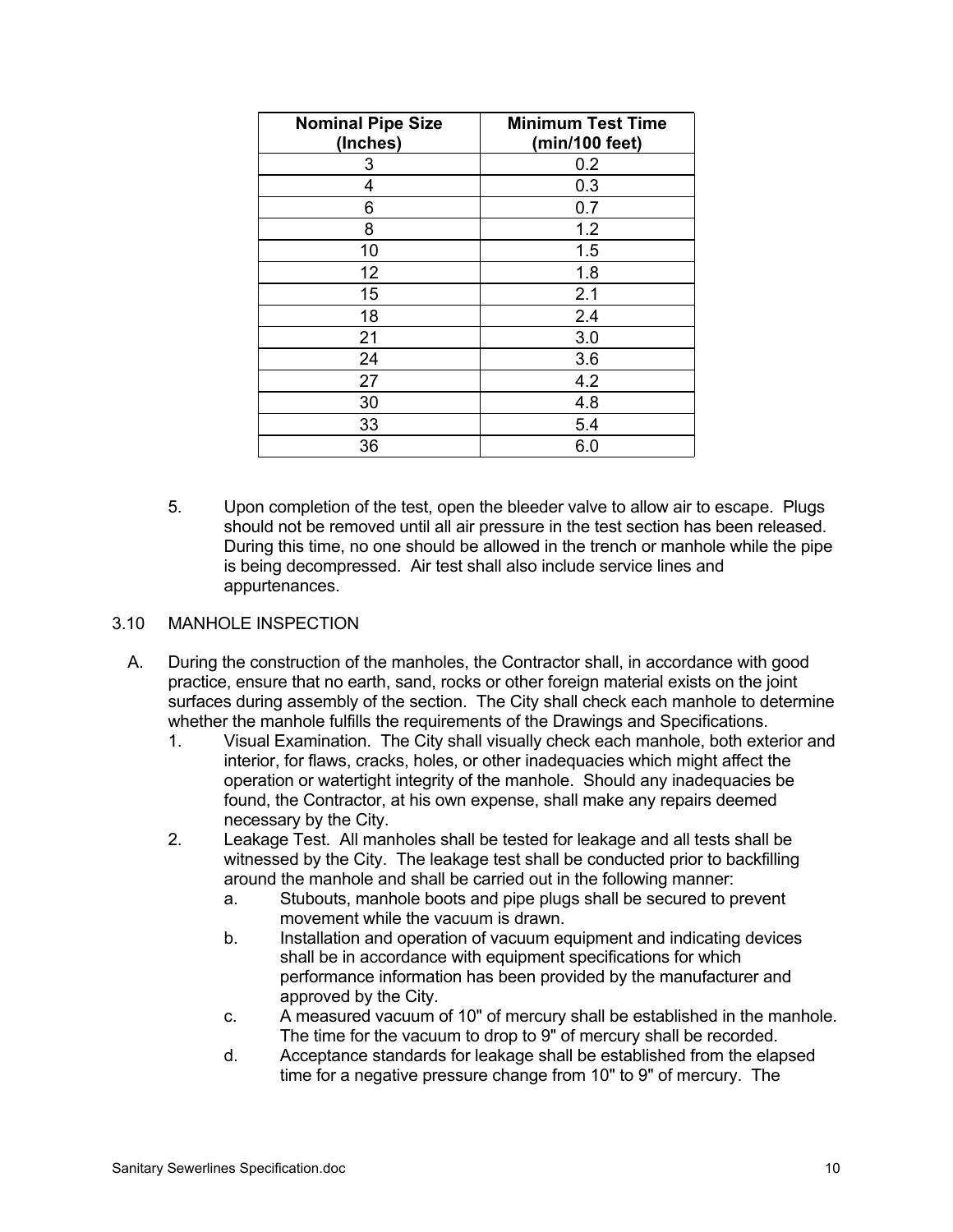| Nominal Pipe Size (Inches) | Minimum Test Time (min/100 feet) |
|---|---|
| 3 | 0.2 |
| 4 | 0.3 |
| 6 | 0.7 |
| 8 | 1.2 |
| 10 | 1.5 |
| 12 | 1.8 |
| 15 | 2.1 |
| 18 | 2.4 |
| 21 | 3.0 |
| 24 | 3.6 |
| 27 | 4.2 |
| 30 | 4.8 |
| 33 | 5.4 |
| 36 | 6.0 |

5. Upon completion of the test, open the bleeder valve to allow air to escape. Plugs should not be removed until all air pressure in the test section has been released. During this time, no one should be allowed in the trench or manhole while the pipe is being decompressed. Air test shall also include service lines and appurtenances.

## 3.10 MANHOLE INSPECTION

A. During the construction of the manholes, the Contractor shall, in accordance with good practice, ensure that no earth, sand, rocks or other foreign material exists on the joint surfaces during assembly of the section. The City shall check each manhole to determine whether the manhole fulfills the requirements of the Drawings and Specifications.

   1. Visual Examination. The City shall visually check each manhole, both exterior and interior, for flaws, cracks, holes, or other inadequacies which might affect the operation or watertight integrity of the manhole. Should any inadequacies be found, the Contractor, at his own expense, shall make any repairs deemed necessary by the City.
   2. Leakage Test. All manholes shall be tested for leakage and all tests shall be witnessed by the City. The leakage test shall be conducted prior to backfilling around the manhole and shall be carried out in the following manner:
      a. Stubouts, manhole boots and pipe plugs shall be secured to prevent movement while the vacuum is drawn.
      b. Installation and operation of vacuum equipment and indicating devices shall be in accordance with equipment specifications for which performance information has been provided by the manufacturer and approved by the City.
      c. A measured vacuum of 10" of mercury shall be established in the manhole. The time for the vacuum to drop to 9" of mercury shall be recorded.
      d. Acceptance standards for leakage shall be established from the elapsed time for a negative pressure change from 10" to 9" of mercury. The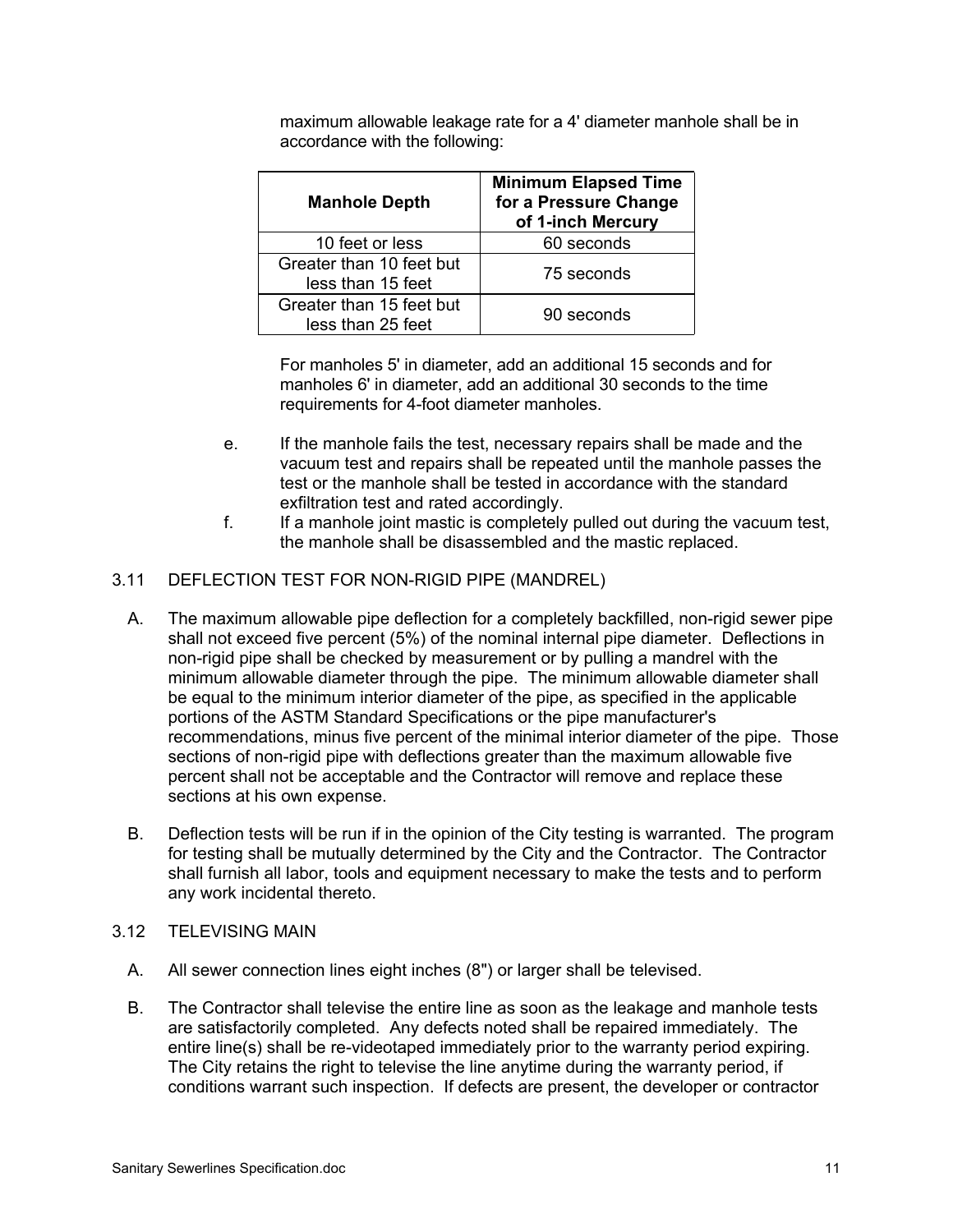maximum allowable leakage rate for a 4' diameter manhole shall be in accordance with the following:

| Manhole Depth | Minimum Elapsed Time for a Pressure Change of 1-inch Mercury |
|---|---|
| 10 feet or less | 60 seconds |
| Greater than 10 feet but less than 15 feet | 75 seconds |
| Greater than 15 feet but less than 25 feet | 90 seconds |

For manholes 5' in diameter, add an additional 15 seconds and for manholes 6' in diameter, add an additional 30 seconds to the time requirements for 4-foot diameter manholes.

e. If the manhole fails the test, necessary repairs shall be made and the vacuum test and repairs shall be repeated until the manhole passes the test or the manhole shall be tested in accordance with the standard exfiltration test and rated accordingly.

f. If a manhole joint mastic is completely pulled out during the vacuum test, the manhole shall be disassembled and the mastic replaced.

## 3.11 DEFLECTION TEST FOR NON-RIGID PIPE (MANDREL)

A. The maximum allowable pipe deflection for a completely backfilled, non-rigid sewer pipe shall not exceed five percent (5%) of the nominal internal pipe diameter. Deflections in non-rigid pipe shall be checked by measurement or by pulling a mandrel with the minimum allowable diameter through the pipe. The minimum allowable diameter shall be equal to the minimum interior diameter of the pipe, as specified in the applicable portions of the ASTM Standard Specifications or the pipe manufacturer's recommendations, minus five percent of the minimal interior diameter of the pipe. Those sections of non-rigid pipe with deflections greater than the maximum allowable five percent shall not be acceptable and the Contractor will remove and replace these sections at his own expense.

B. Deflection tests will be run if in the opinion of the City testing is warranted. The program for testing shall be mutually determined by the City and the Contractor. The Contractor shall furnish all labor, tools and equipment necessary to make the tests and to perform any work incidental thereto.

## 3.12 TELEVISING MAIN

A. All sewer connection lines eight inches (8") or larger shall be televised.

B. The Contractor shall televise the entire line as soon as the leakage and manhole tests are satisfactorily completed. Any defects noted shall be repaired immediately. The entire line(s) shall be re-videotaped immediately prior to the warranty period expiring. The City retains the right to televise the line anytime during the warranty period, if conditions warrant such inspection. If defects are present, the developer or contractor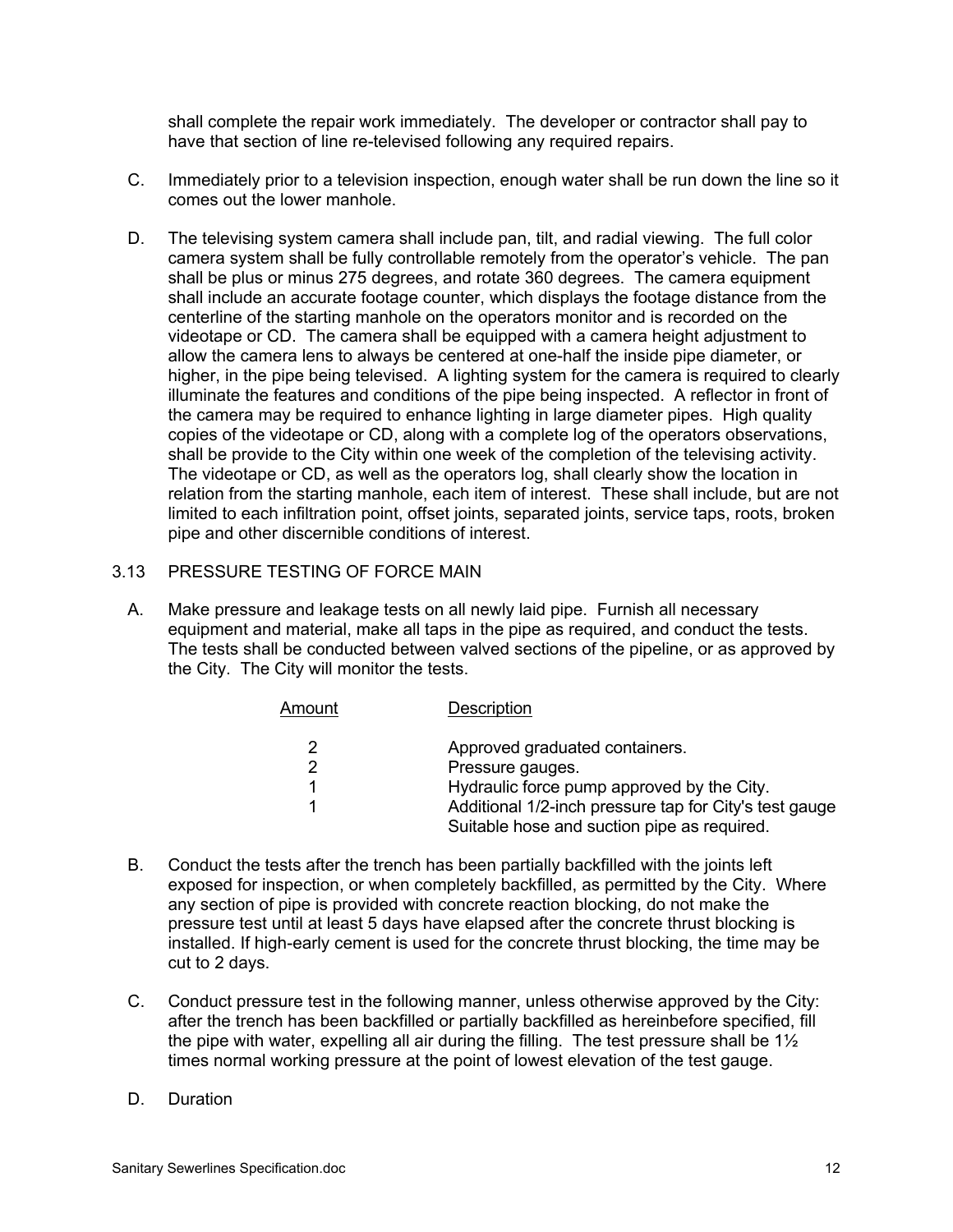shall complete the repair work immediately. The developer or contractor shall pay to have that section of line re-televised following any required repairs.

C. Immediately prior to a television inspection, enough water shall be run down the line so it comes out the lower manhole.

D. The televising system camera shall include pan, tilt, and radial viewing. The full color camera system shall be fully controllable remotely from the operator's vehicle. The pan shall be plus or minus 275 degrees, and rotate 360 degrees. The camera equipment shall include an accurate footage counter, which displays the footage distance from the centerline of the starting manhole on the operators monitor and is recorded on the videotape or CD. The camera shall be equipped with a camera height adjustment to allow the camera lens to always be centered at one-half the inside pipe diameter, or higher, in the pipe being televised. A lighting system for the camera is required to clearly illuminate the features and conditions of the pipe being inspected. A reflector in front of the camera may be required to enhance lighting in large diameter pipes. High quality copies of the videotape or CD, along with a complete log of the operators observations, shall be provide to the City within one week of the completion of the televising activity. The videotape or CD, as well as the operators log, shall clearly show the location in relation from the starting manhole, each item of interest. These shall include, but are not limited to each infiltration point, offset joints, separated joints, service taps, roots, broken pipe and other discernible conditions of interest.

## 3.13 PRESSURE TESTING OF FORCE MAIN

A. Make pressure and leakage tests on all newly laid pipe. Furnish all necessary equipment and material, make all taps in the pipe as required, and conduct the tests. The tests shall be conducted between valved sections of the pipeline, or as approved by the City. The City will monitor the tests.

| Amount | Description |
|---|---|
| 2 | Approved graduated containers. |
| 2 | Pressure gauges. |
| 1 | Hydraulic force pump approved by the City. |
| 1 | Additional 1/2-inch pressure tap for City's test gauge |
| | Suitable hose and suction pipe as required. |

B. Conduct the tests after the trench has been partially backfilled with the joints left exposed for inspection, or when completely backfilled, as permitted by the City. Where any section of pipe is provided with concrete reaction blocking, do not make the pressure test until at least 5 days have elapsed after the concrete thrust blocking is installed. If high-early cement is used for the concrete thrust blocking, the time may be cut to 2 days.

C. Conduct pressure test in the following manner, unless otherwise approved by the City: after the trench has been backfilled or partially backfilled as hereinbefore specified, fill the pipe with water, expelling all air during the filling. The test pressure shall be 1½ times normal working pressure at the point of lowest elevation of the test gauge.

D. Duration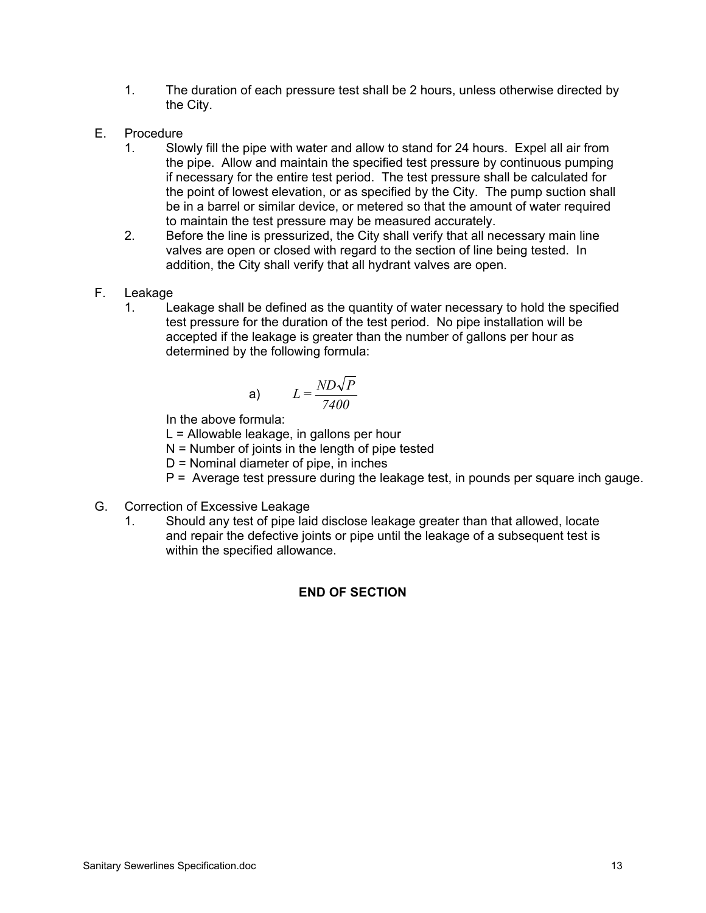1. The duration of each pressure test shall be 2 hours, unless otherwise directed by the City.

E. Procedure

1. Slowly fill the pipe with water and allow to stand for 24 hours. Expel all air from the pipe. Allow and maintain the specified test pressure by continuous pumping if necessary for the entire test period. The test pressure shall be calculated for the point of lowest elevation, or as specified by the City. The pump suction shall be in a barrel or similar device, or metered so that the amount of water required to maintain the test pressure may be measured accurately.
2. Before the line is pressurized, the City shall verify that all necessary main line valves are open or closed with regard to the section of line being tested. In addition, the City shall verify that all hydrant valves are open.

F. Leakage

1. Leakage shall be defined as the quantity of water necessary to hold the specified test pressure for the duration of the test period. No pipe installation will be accepted if the leakage is greater than the number of gallons per hour as determined by the following formula:

a) $$L = \frac{ND\sqrt{P}}{7400}$$

In the above formula:

L = Allowable leakage, in gallons per hour
N = Number of joints in the length of pipe tested
D = Nominal diameter of pipe, in inches
P = Average test pressure during the leakage test, in pounds per square inch gauge.

G. Correction of Excessive Leakage

1. Should any test of pipe laid disclose leakage greater than that allowed, locate and repair the defective joints or pipe until the leakage of a subsequent test is within the specified allowance.

**END OF SECTION**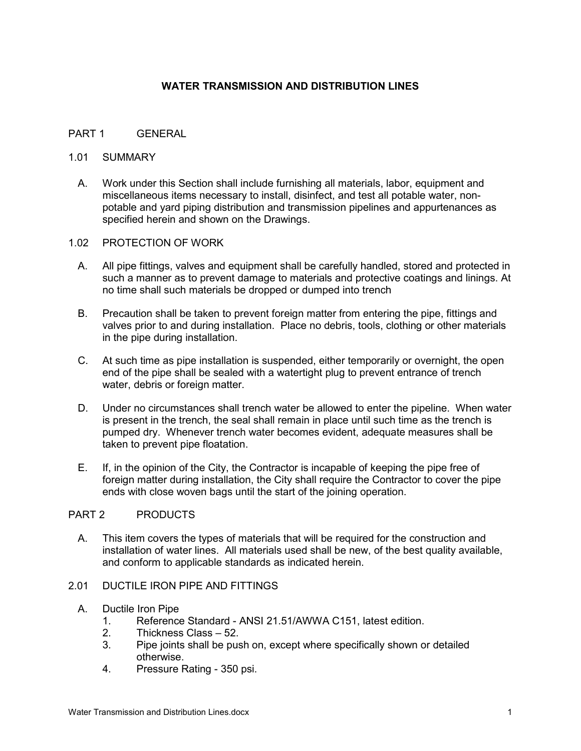# WATER TRANSMISSION AND DISTRIBUTION LINES

## PART 1 GENERAL

### 1.01 SUMMARY

A. Work under this Section shall include furnishing all materials, labor, equipment and miscellaneous items necessary to install, disinfect, and test all potable water, non-potable and yard piping distribution and transmission pipelines and appurtenances as specified herein and shown on the Drawings.

### 1.02 PROTECTION OF WORK

A. All pipe fittings, valves and equipment shall be carefully handled, stored and protected in such a manner as to prevent damage to materials and protective coatings and linings. At no time shall such materials be dropped or dumped into trench

B. Precaution shall be taken to prevent foreign matter from entering the pipe, fittings and valves prior to and during installation. Place no debris, tools, clothing or other materials in the pipe during installation.

C. At such time as pipe installation is suspended, either temporarily or overnight, the open end of the pipe shall be sealed with a watertight plug to prevent entrance of trench water, debris or foreign matter.

D. Under no circumstances shall trench water be allowed to enter the pipeline. When water is present in the trench, the seal shall remain in place until such time as the trench is pumped dry. Whenever trench water becomes evident, adequate measures shall be taken to prevent pipe floatation.

E. If, in the opinion of the City, the Contractor is incapable of keeping the pipe free of foreign matter during installation, the City shall require the Contractor to cover the pipe ends with close woven bags until the start of the joining operation.

## PART 2 PRODUCTS

A. This item covers the types of materials that will be required for the construction and installation of water lines. All materials used shall be new, of the best quality available, and conform to applicable standards as indicated herein.

### 2.01 DUCTILE IRON PIPE AND FITTINGS

A. Ductile Iron Pipe
   1. Reference Standard - ANSI 21.51/AWWA C151, latest edition.
   2. Thickness Class – 52.
   3. Pipe joints shall be push on, except where specifically shown or detailed otherwise.
   4. Pressure Rating - 350 psi.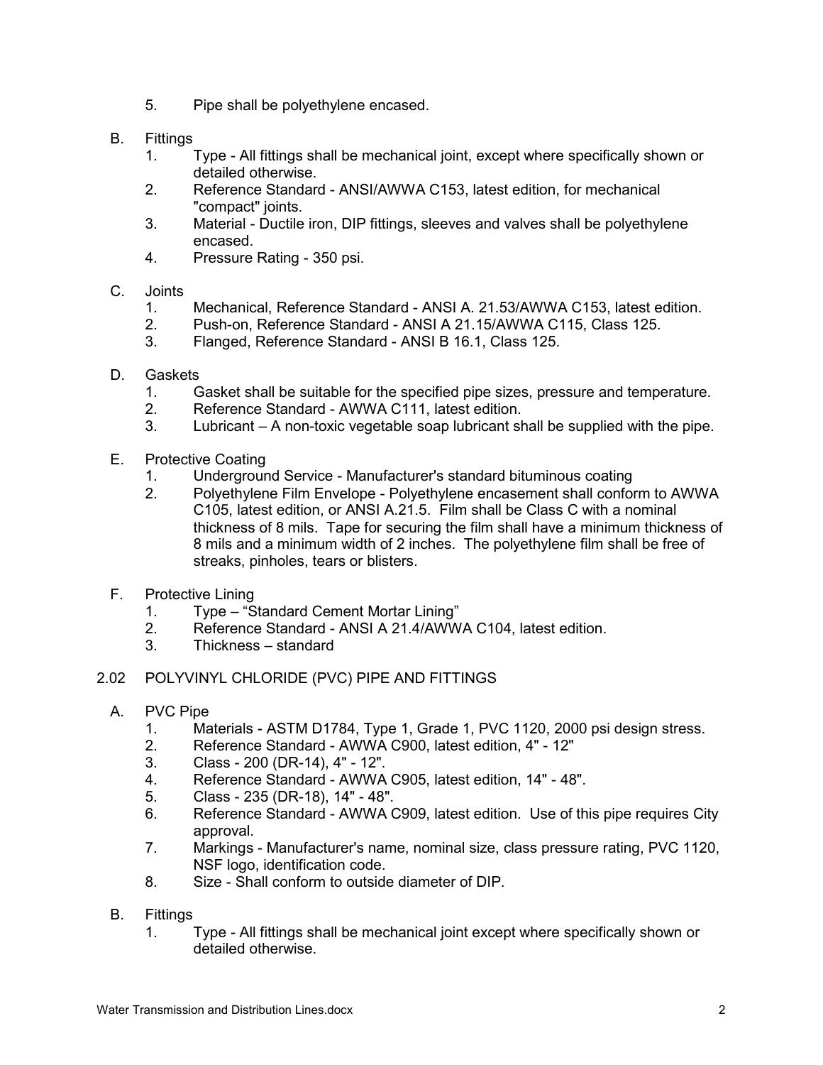5. Pipe shall be polyethylene encased.

B. Fittings
   1. Type - All fittings shall be mechanical joint, except where specifically shown or detailed otherwise.
   2. Reference Standard - ANSI/AWWA C153, latest edition, for mechanical "compact" joints.
   3. Material - Ductile iron, DIP fittings, sleeves and valves shall be polyethylene encased.
   4. Pressure Rating - 350 psi.

C. Joints
   1. Mechanical, Reference Standard - ANSI A. 21.53/AWWA C153, latest edition.
   2. Push-on, Reference Standard - ANSI A 21.15/AWWA C115, Class 125.
   3. Flanged, Reference Standard - ANSI B 16.1, Class 125.

D. Gaskets
   1. Gasket shall be suitable for the specified pipe sizes, pressure and temperature.
   2. Reference Standard - AWWA C111, latest edition.
   3. Lubricant – A non-toxic vegetable soap lubricant shall be supplied with the pipe.

E. Protective Coating
   1. Underground Service - Manufacturer's standard bituminous coating
   2. Polyethylene Film Envelope - Polyethylene encasement shall conform to AWWA C105, latest edition, or ANSI A.21.5. Film shall be Class C with a nominal thickness of 8 mils. Tape for securing the film shall have a minimum thickness of 8 mils and a minimum width of 2 inches. The polyethylene film shall be free of streaks, pinholes, tears or blisters.

F. Protective Lining
   1. Type – "Standard Cement Mortar Lining"
   2. Reference Standard - ANSI A 21.4/AWWA C104, latest edition.
   3. Thickness – standard

## 2.02 POLYVINYL CHLORIDE (PVC) PIPE AND FITTINGS

A. PVC Pipe
   1. Materials - ASTM D1784, Type 1, Grade 1, PVC 1120, 2000 psi design stress.
   2. Reference Standard - AWWA C900, latest edition, 4" - 12"
   3. Class - 200 (DR-14), 4" - 12".
   4. Reference Standard - AWWA C905, latest edition, 14" - 48".
   5. Class - 235 (DR-18), 14" - 48".
   6. Reference Standard - AWWA C909, latest edition. Use of this pipe requires City approval.
   7. Markings - Manufacturer's name, nominal size, class pressure rating, PVC 1120, NSF logo, identification code.
   8. Size - Shall conform to outside diameter of DIP.

B. Fittings
   1. Type - All fittings shall be mechanical joint except where specifically shown or detailed otherwise.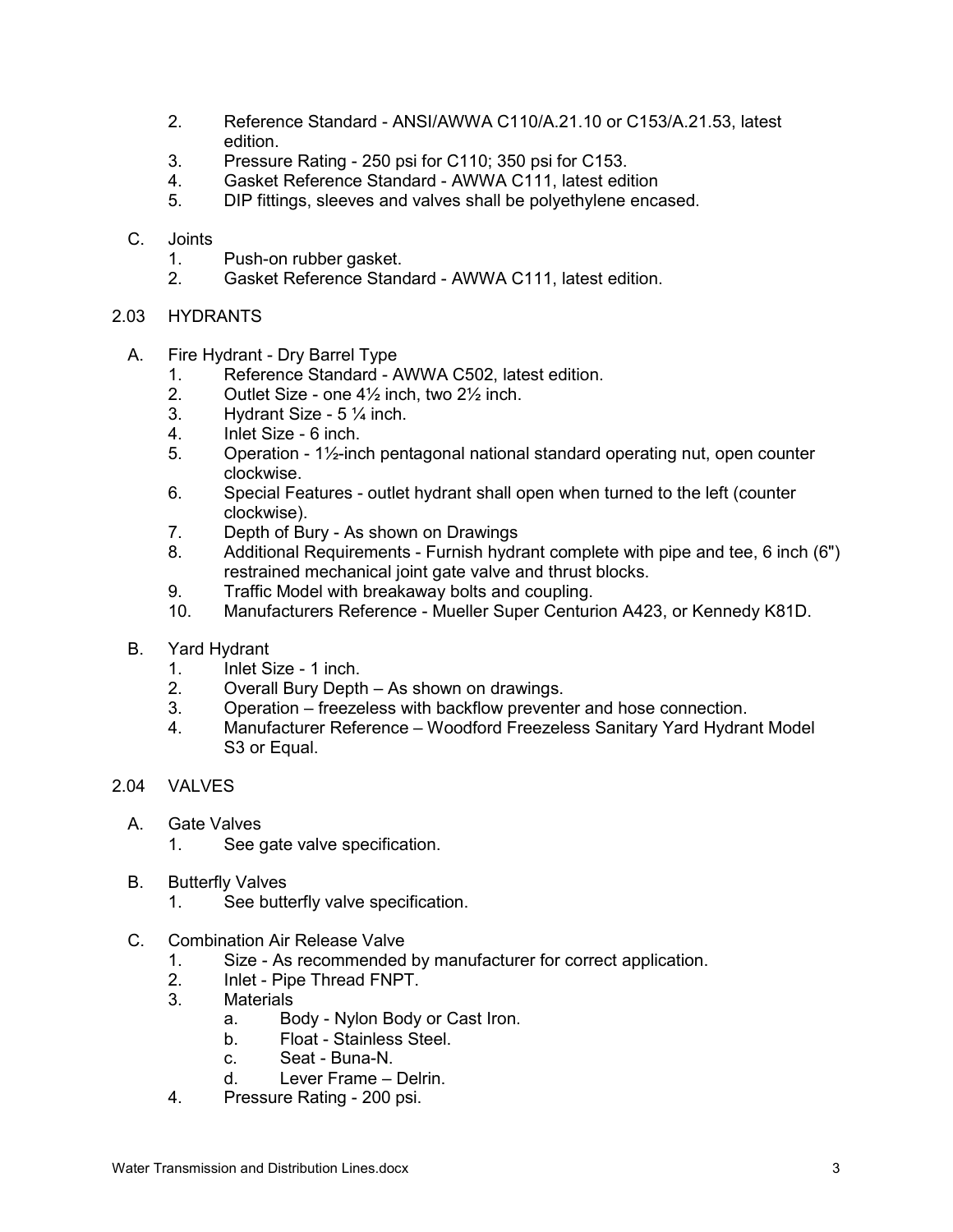2. Reference Standard - ANSI/AWWA C110/A.21.10 or C153/A.21.53, latest edition.
3. Pressure Rating - 250 psi for C110; 350 psi for C153.
4. Gasket Reference Standard - AWWA C111, latest edition
5. DIP fittings, sleeves and valves shall be polyethylene encased.

C. Joints
   1. Push-on rubber gasket.
   2. Gasket Reference Standard - AWWA C111, latest edition.

## 2.03 HYDRANTS

A. Fire Hydrant - Dry Barrel Type
   1. Reference Standard - AWWA C502, latest edition.
   2. Outlet Size - one 4½ inch, two 2½ inch.
   3. Hydrant Size - 5 ¼ inch.
   4. Inlet Size - 6 inch.
   5. Operation - 1½-inch pentagonal national standard operating nut, open counter clockwise.
   6. Special Features - outlet hydrant shall open when turned to the left (counter clockwise).
   7. Depth of Bury - As shown on Drawings
   8. Additional Requirements - Furnish hydrant complete with pipe and tee, 6 inch (6") restrained mechanical joint gate valve and thrust blocks.
   9. Traffic Model with breakaway bolts and coupling.
   10. Manufacturers Reference - Mueller Super Centurion A423, or Kennedy K81D.

B. Yard Hydrant
   1. Inlet Size - 1 inch.
   2. Overall Bury Depth – As shown on drawings.
   3. Operation – freezeless with backflow preventer and hose connection.
   4. Manufacturer Reference – Woodford Freezeless Sanitary Yard Hydrant Model S3 or Equal.

## 2.04 VALVES

A. Gate Valves
   1. See gate valve specification.

B. Butterfly Valves
   1. See butterfly valve specification.

C. Combination Air Release Valve
   1. Size - As recommended by manufacturer for correct application.
   2. Inlet - Pipe Thread FNPT.
   3. Materials
      a. Body - Nylon Body or Cast Iron.
      b. Float - Stainless Steel.
      c. Seat - Buna-N.
      d. Lever Frame – Delrin.
   4. Pressure Rating - 200 psi.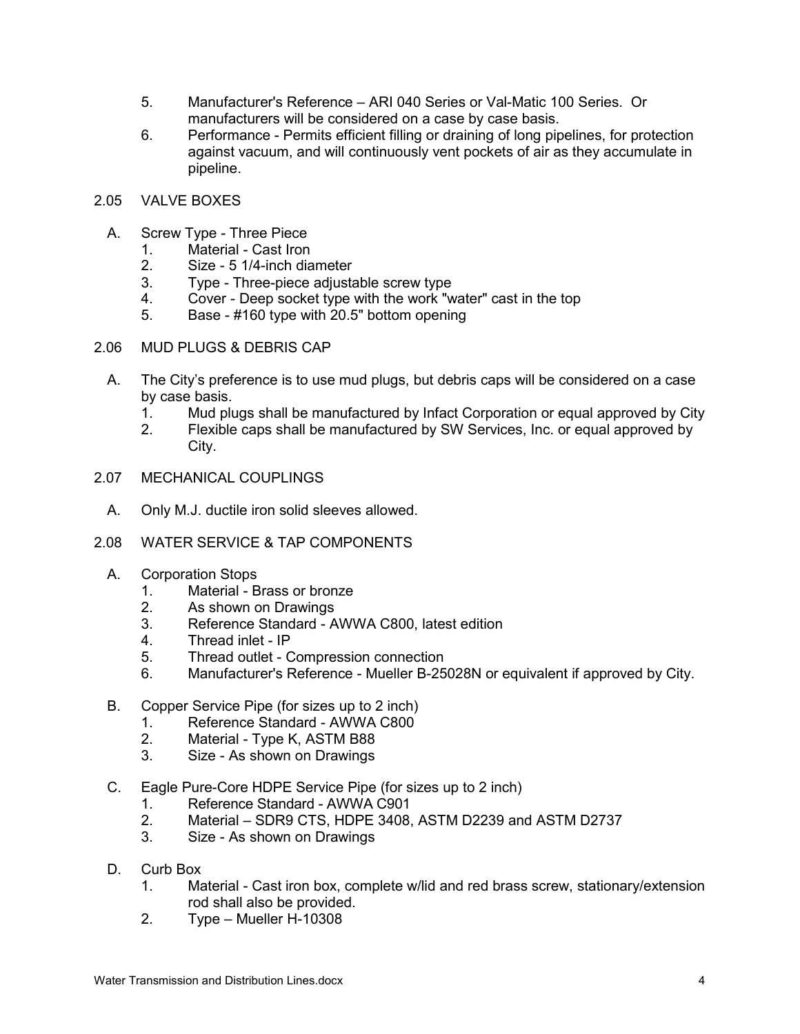5. Manufacturer's Reference – ARI 040 Series or Val-Matic 100 Series. Or manufacturers will be considered on a case by case basis.
6. Performance - Permits efficient filling or draining of long pipelines, for protection against vacuum, and will continuously vent pockets of air as they accumulate in pipeline.

## 2.05 VALVE BOXES

A. Screw Type - Three Piece
   1. Material - Cast Iron
   2. Size - 5 1/4-inch diameter
   3. Type - Three-piece adjustable screw type
   4. Cover - Deep socket type with the work "water" cast in the top
   5. Base - #160 type with 20.5" bottom opening

## 2.06 MUD PLUGS & DEBRIS CAP

A. The City's preference is to use mud plugs, but debris caps will be considered on a case by case basis.
   1. Mud plugs shall be manufactured by Infact Corporation or equal approved by City
   2. Flexible caps shall be manufactured by SW Services, Inc. or equal approved by City.

## 2.07 MECHANICAL COUPLINGS

A. Only M.J. ductile iron solid sleeves allowed.

## 2.08 WATER SERVICE & TAP COMPONENTS

A. Corporation Stops
   1. Material - Brass or bronze
   2. As shown on Drawings
   3. Reference Standard - AWWA C800, latest edition
   4. Thread inlet - IP
   5. Thread outlet - Compression connection
   6. Manufacturer's Reference - Mueller B-25028N or equivalent if approved by City.

B. Copper Service Pipe (for sizes up to 2 inch)
   1. Reference Standard - AWWA C800
   2. Material - Type K, ASTM B88
   3. Size - As shown on Drawings

C. Eagle Pure-Core HDPE Service Pipe (for sizes up to 2 inch)
   1. Reference Standard - AWWA C901
   2. Material – SDR9 CTS, HDPE 3408, ASTM D2239 and ASTM D2737
   3. Size - As shown on Drawings

D. Curb Box
   1. Material - Cast iron box, complete w/lid and red brass screw, stationary/extension rod shall also be provided.
   2. Type – Mueller H-10308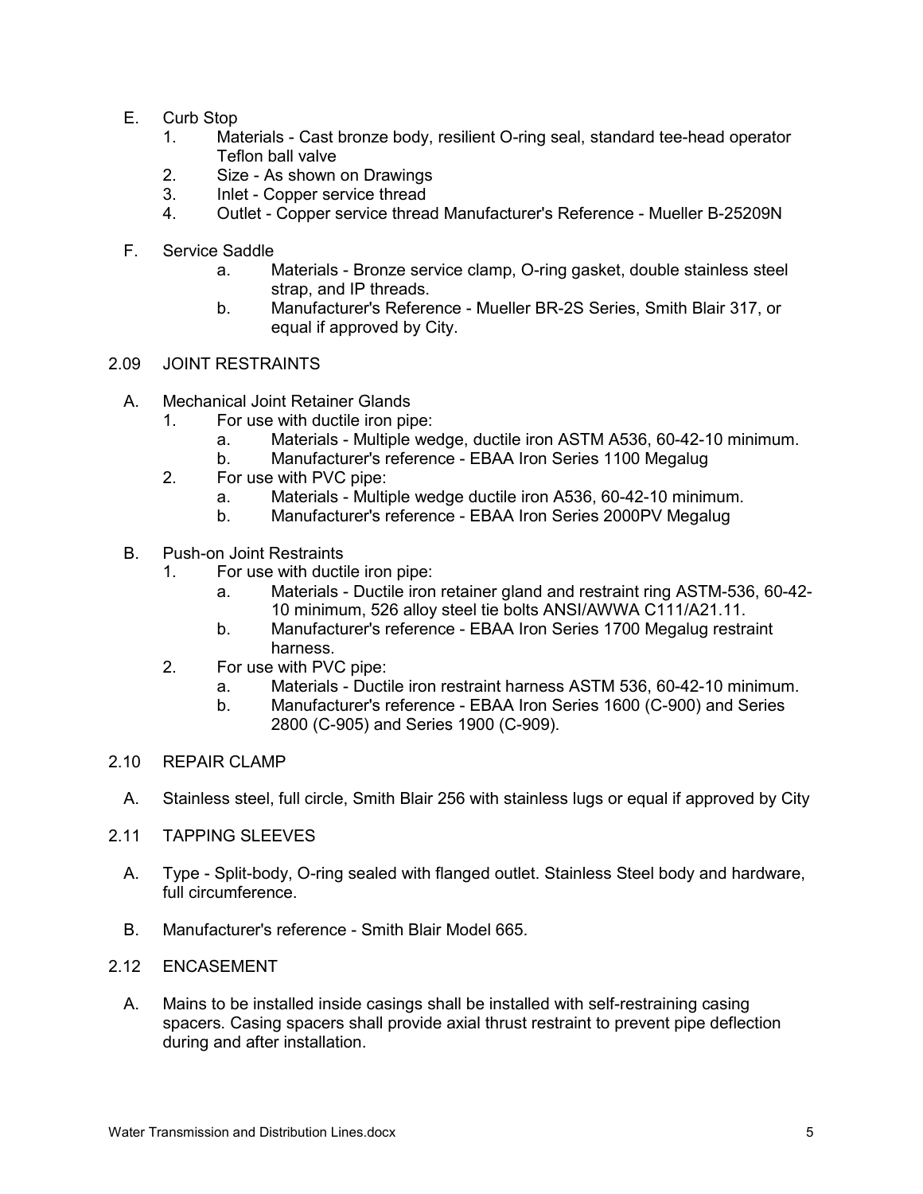E. Curb Stop
   1. Materials - Cast bronze body, resilient O-ring seal, standard tee-head operator Teflon ball valve
   2. Size - As shown on Drawings
   3. Inlet - Copper service thread
   4. Outlet - Copper service thread Manufacturer's Reference - Mueller B-25209N

F. Service Saddle
   a. Materials - Bronze service clamp, O-ring gasket, double stainless steel strap, and IP threads.
   b. Manufacturer's Reference - Mueller BR-2S Series, Smith Blair 317, or equal if approved by City.

## 2.09 JOINT RESTRAINTS

A. Mechanical Joint Retainer Glands
   1. For use with ductile iron pipe:
      a. Materials - Multiple wedge, ductile iron ASTM A536, 60-42-10 minimum.
      b. Manufacturer's reference - EBAA Iron Series 1100 Megalug
   2. For use with PVC pipe:
      a. Materials - Multiple wedge ductile iron A536, 60-42-10 minimum.
      b. Manufacturer's reference - EBAA Iron Series 2000PV Megalug

B. Push-on Joint Restraints
   1. For use with ductile iron pipe:
      a. Materials - Ductile iron retainer gland and restraint ring ASTM-536, 60-42-10 minimum, 526 alloy steel tie bolts ANSI/AWWA C111/A21.11.
      b. Manufacturer's reference - EBAA Iron Series 1700 Megalug restraint harness.
   2. For use with PVC pipe:
      a. Materials - Ductile iron restraint harness ASTM 536, 60-42-10 minimum.
      b. Manufacturer's reference - EBAA Iron Series 1600 (C-900) and Series 2800 (C-905) and Series 1900 (C-909).

## 2.10 REPAIR CLAMP

A. Stainless steel, full circle, Smith Blair 256 with stainless lugs or equal if approved by City

## 2.11 TAPPING SLEEVES

A. Type - Split-body, O-ring sealed with flanged outlet. Stainless Steel body and hardware, full circumference.

B. Manufacturer's reference - Smith Blair Model 665.

## 2.12 ENCASEMENT

A. Mains to be installed inside casings shall be installed with self-restraining casing spacers. Casing spacers shall provide axial thrust restraint to prevent pipe deflection during and after installation.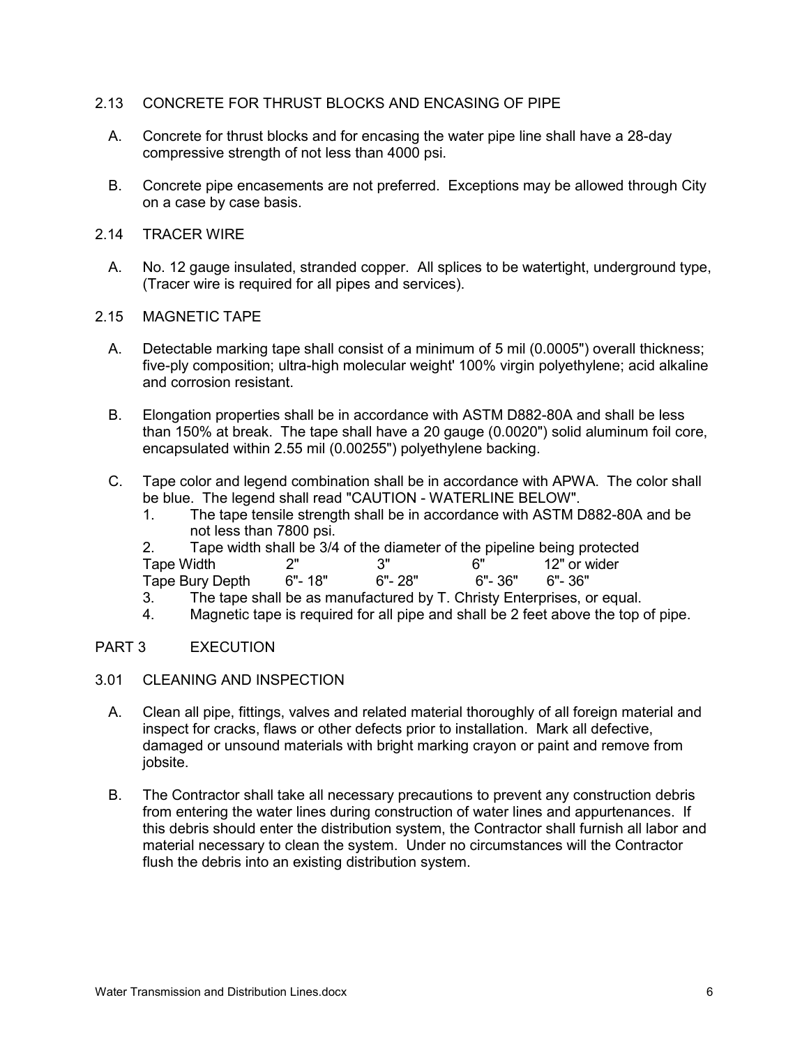## 2.13 CONCRETE FOR THRUST BLOCKS AND ENCASING OF PIPE

A. Concrete for thrust blocks and for encasing the water pipe line shall have a 28-day compressive strength of not less than 4000 psi.

B. Concrete pipe encasements are not preferred. Exceptions may be allowed through City on a case by case basis.

## 2.14 TRACER WIRE

A. No. 12 gauge insulated, stranded copper. All splices to be watertight, underground type, (Tracer wire is required for all pipes and services).

## 2.15 MAGNETIC TAPE

A. Detectable marking tape shall consist of a minimum of 5 mil (0.0005") overall thickness; five-ply composition; ultra-high molecular weight' 100% virgin polyethylene; acid alkaline and corrosion resistant.

B. Elongation properties shall be in accordance with ASTM D882-80A and shall be less than 150% at break. The tape shall have a 20 gauge (0.0020") solid aluminum foil core, encapsulated within 2.55 mil (0.00255") polyethylene backing.

C. Tape color and legend combination shall be in accordance with APWA. The color shall be blue. The legend shall read "CAUTION - WATERLINE BELOW".

1. The tape tensile strength shall be in accordance with ASTM D882-80A and be not less than 7800 psi.
2. Tape width shall be 3/4 of the diameter of the pipeline being protected

| Tape Width | 2" | 3" | 6" | 12" or wider |
|---|---|---|---|---|
| Tape Bury Depth | 6"- 18" | 6"- 28" | 6"- 36" | 6"- 36" |

3. The tape shall be as manufactured by T. Christy Enterprises, or equal.
4. Magnetic tape is required for all pipe and shall be 2 feet above the top of pipe.

# PART 3 EXECUTION

## 3.01 CLEANING AND INSPECTION

A. Clean all pipe, fittings, valves and related material thoroughly of all foreign material and inspect for cracks, flaws or other defects prior to installation. Mark all defective, damaged or unsound materials with bright marking crayon or paint and remove from jobsite.

B. The Contractor shall take all necessary precautions to prevent any construction debris from entering the water lines during construction of water lines and appurtenances. If this debris should enter the distribution system, the Contractor shall furnish all labor and material necessary to clean the system. Under no circumstances will the Contractor flush the debris into an existing distribution system.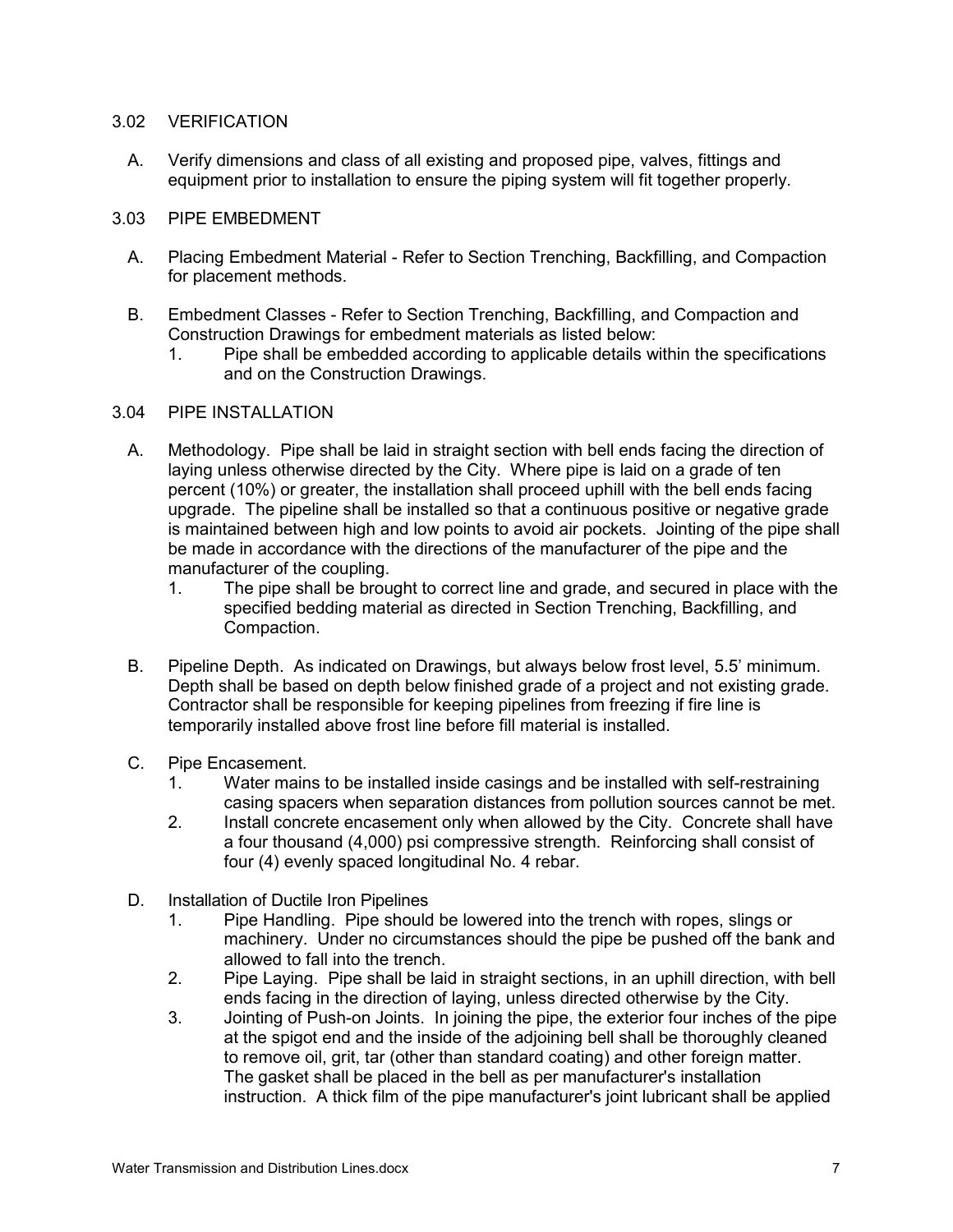## 3.02 VERIFICATION

A. Verify dimensions and class of all existing and proposed pipe, valves, fittings and equipment prior to installation to ensure the piping system will fit together properly.

## 3.03 PIPE EMBEDMENT

A. Placing Embedment Material - Refer to Section Trenching, Backfilling, and Compaction for placement methods.

B. Embedment Classes - Refer to Section Trenching, Backfilling, and Compaction and Construction Drawings for embedment materials as listed below:

1. Pipe shall be embedded according to applicable details within the specifications and on the Construction Drawings.

## 3.04 PIPE INSTALLATION

A. Methodology. Pipe shall be laid in straight section with bell ends facing the direction of laying unless otherwise directed by the City. Where pipe is laid on a grade of ten percent (10%) or greater, the installation shall proceed uphill with the bell ends facing upgrade. The pipeline shall be installed so that a continuous positive or negative grade is maintained between high and low points to avoid air pockets. Jointing of the pipe shall be made in accordance with the directions of the manufacturer of the pipe and the manufacturer of the coupling.

1. The pipe shall be brought to correct line and grade, and secured in place with the specified bedding material as directed in Section Trenching, Backfilling, and Compaction.

B. Pipeline Depth. As indicated on Drawings, but always below frost level, 5.5' minimum. Depth shall be based on depth below finished grade of a project and not existing grade. Contractor shall be responsible for keeping pipelines from freezing if fire line is temporarily installed above frost line before fill material is installed.

C. Pipe Encasement.

1. Water mains to be installed inside casings and be installed with self-restraining casing spacers when separation distances from pollution sources cannot be met.
2. Install concrete encasement only when allowed by the City. Concrete shall have a four thousand (4,000) psi compressive strength. Reinforcing shall consist of four (4) evenly spaced longitudinal No. 4 rebar.

D. Installation of Ductile Iron Pipelines

1. Pipe Handling. Pipe should be lowered into the trench with ropes, slings or machinery. Under no circumstances should the pipe be pushed off the bank and allowed to fall into the trench.
2. Pipe Laying. Pipe shall be laid in straight sections, in an uphill direction, with bell ends facing in the direction of laying, unless directed otherwise by the City.
3. Jointing of Push-on Joints. In joining the pipe, the exterior four inches of the pipe at the spigot end and the inside of the adjoining bell shall be thoroughly cleaned to remove oil, grit, tar (other than standard coating) and other foreign matter. The gasket shall be placed in the bell as per manufacturer's installation instruction. A thick film of the pipe manufacturer's joint lubricant shall be applied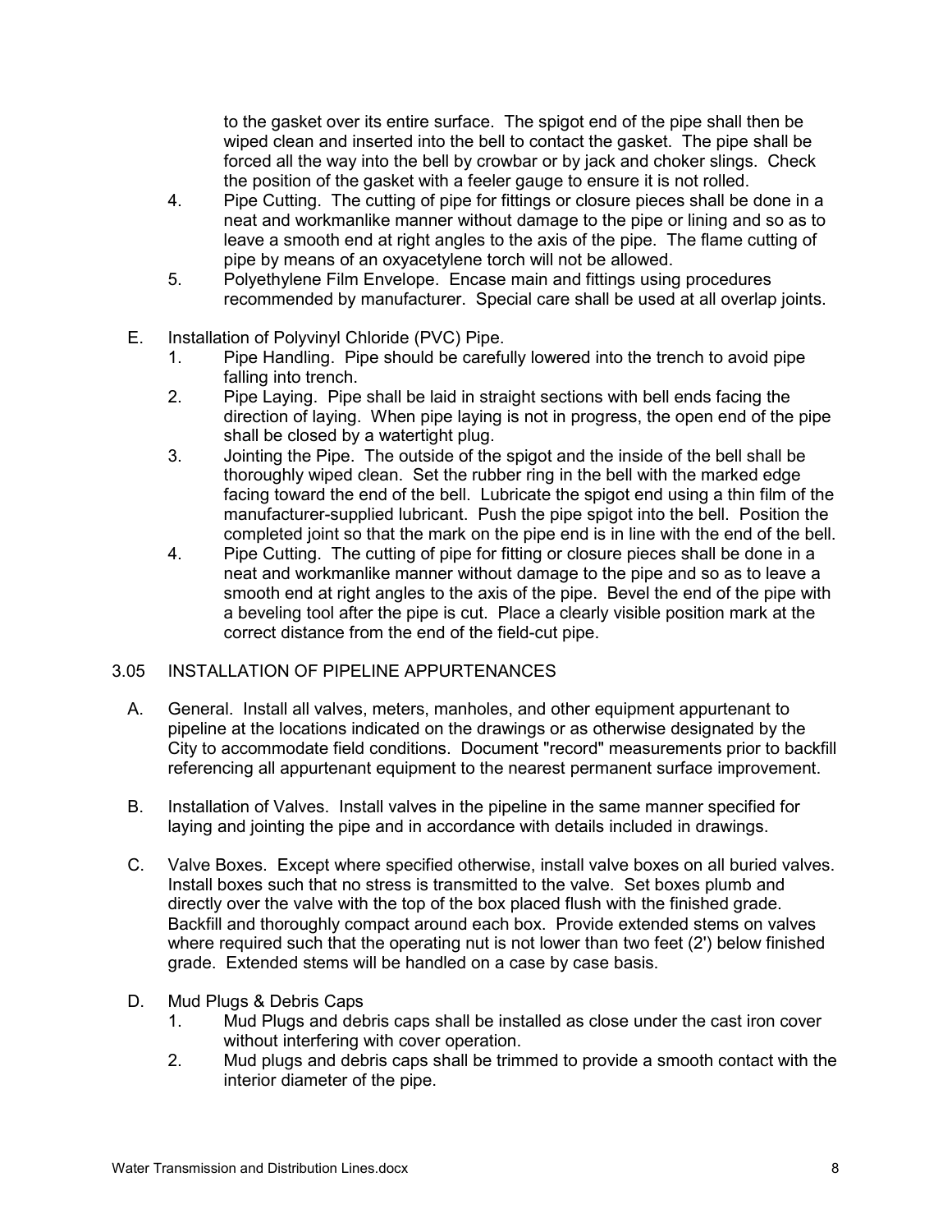to the gasket over its entire surface. The spigot end of the pipe shall then be wiped clean and inserted into the bell to contact the gasket. The pipe shall be forced all the way into the bell by crowbar or by jack and choker slings. Check the position of the gasket with a feeler gauge to ensure it is not rolled.

4. Pipe Cutting. The cutting of pipe for fittings or closure pieces shall be done in a neat and workmanlike manner without damage to the pipe or lining and so as to leave a smooth end at right angles to the axis of the pipe. The flame cutting of pipe by means of an oxyacetylene torch will not be allowed.
5. Polyethylene Film Envelope. Encase main and fittings using procedures recommended by manufacturer. Special care shall be used at all overlap joints.

E. Installation of Polyvinyl Chloride (PVC) Pipe.

1. Pipe Handling. Pipe should be carefully lowered into the trench to avoid pipe falling into trench.
2. Pipe Laying. Pipe shall be laid in straight sections with bell ends facing the direction of laying. When pipe laying is not in progress, the open end of the pipe shall be closed by a watertight plug.
3. Jointing the Pipe. The outside of the spigot and the inside of the bell shall be thoroughly wiped clean. Set the rubber ring in the bell with the marked edge facing toward the end of the bell. Lubricate the spigot end using a thin film of the manufacturer-supplied lubricant. Push the pipe spigot into the bell. Position the completed joint so that the mark on the pipe end is in line with the end of the bell.
4. Pipe Cutting. The cutting of pipe for fitting or closure pieces shall be done in a neat and workmanlike manner without damage to the pipe and so as to leave a smooth end at right angles to the axis of the pipe. Bevel the end of the pipe with a beveling tool after the pipe is cut. Place a clearly visible position mark at the correct distance from the end of the field-cut pipe.

## 3.05 INSTALLATION OF PIPELINE APPURTENANCES

A. General. Install all valves, meters, manholes, and other equipment appurtenant to pipeline at the locations indicated on the drawings or as otherwise designated by the City to accommodate field conditions. Document "record" measurements prior to backfill referencing all appurtenant equipment to the nearest permanent surface improvement.

B. Installation of Valves. Install valves in the pipeline in the same manner specified for laying and jointing the pipe and in accordance with details included in drawings.

C. Valve Boxes. Except where specified otherwise, install valve boxes on all buried valves. Install boxes such that no stress is transmitted to the valve. Set boxes plumb and directly over the valve with the top of the box placed flush with the finished grade. Backfill and thoroughly compact around each box. Provide extended stems on valves where required such that the operating nut is not lower than two feet (2') below finished grade. Extended stems will be handled on a case by case basis.

D. Mud Plugs & Debris Caps

1. Mud Plugs and debris caps shall be installed as close under the cast iron cover without interfering with cover operation.
2. Mud plugs and debris caps shall be trimmed to provide a smooth contact with the interior diameter of the pipe.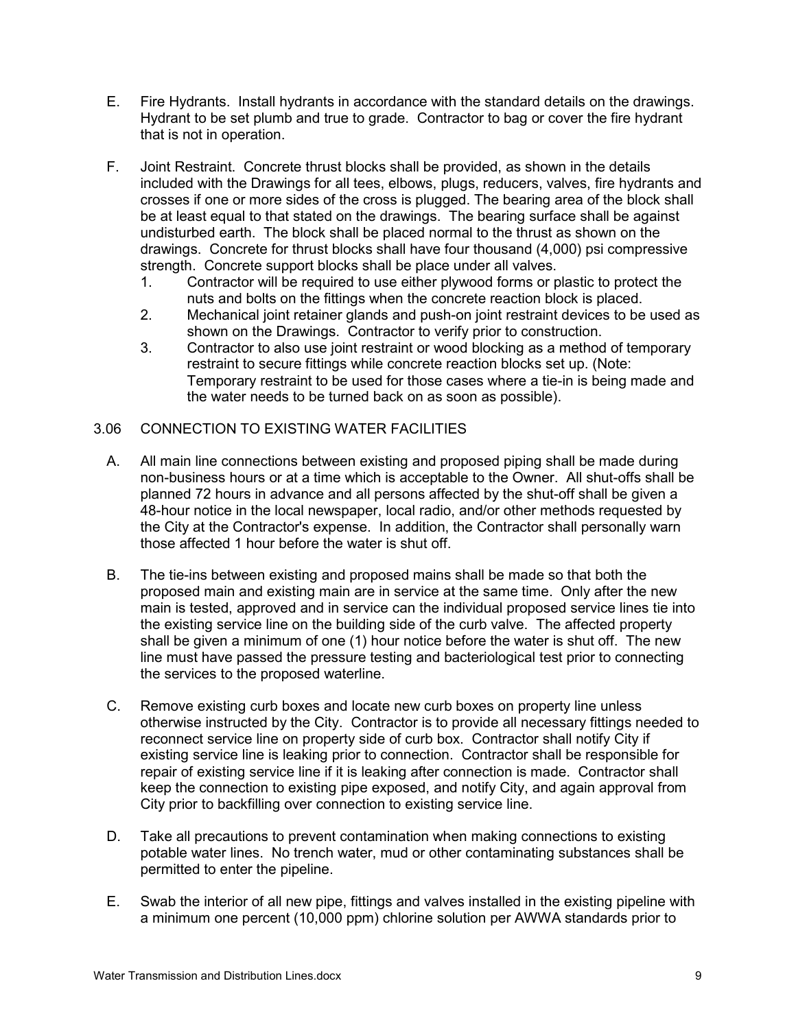E. Fire Hydrants. Install hydrants in accordance with the standard details on the drawings. Hydrant to be set plumb and true to grade. Contractor to bag or cover the fire hydrant that is not in operation.

F. Joint Restraint. Concrete thrust blocks shall be provided, as shown in the details included with the Drawings for all tees, elbows, plugs, reducers, valves, fire hydrants and crosses if one or more sides of the cross is plugged. The bearing area of the block shall be at least equal to that stated on the drawings. The bearing surface shall be against undisturbed earth. The block shall be placed normal to the thrust as shown on the drawings. Concrete for thrust blocks shall have four thousand (4,000) psi compressive strength. Concrete support blocks shall be place under all valves.

   1. Contractor will be required to use either plywood forms or plastic to protect the nuts and bolts on the fittings when the concrete reaction block is placed.
   2. Mechanical joint retainer glands and push-on joint restraint devices to be used as shown on the Drawings. Contractor to verify prior to construction.
   3. Contractor to also use joint restraint or wood blocking as a method of temporary restraint to secure fittings while concrete reaction blocks set up. (Note: Temporary restraint to be used for those cases where a tie-in is being made and the water needs to be turned back on as soon as possible).

## 3.06 CONNECTION TO EXISTING WATER FACILITIES

A. All main line connections between existing and proposed piping shall be made during non-business hours or at a time which is acceptable to the Owner. All shut-offs shall be planned 72 hours in advance and all persons affected by the shut-off shall be given a 48-hour notice in the local newspaper, local radio, and/or other methods requested by the City at the Contractor's expense. In addition, the Contractor shall personally warn those affected 1 hour before the water is shut off.

B. The tie-ins between existing and proposed mains shall be made so that both the proposed main and existing main are in service at the same time. Only after the new main is tested, approved and in service can the individual proposed service lines tie into the existing service line on the building side of the curb valve. The affected property shall be given a minimum of one (1) hour notice before the water is shut off. The new line must have passed the pressure testing and bacteriological test prior to connecting the services to the proposed waterline.

C. Remove existing curb boxes and locate new curb boxes on property line unless otherwise instructed by the City. Contractor is to provide all necessary fittings needed to reconnect service line on property side of curb box. Contractor shall notify City if existing service line is leaking prior to connection. Contractor shall be responsible for repair of existing service line if it is leaking after connection is made. Contractor shall keep the connection to existing pipe exposed, and notify City, and again approval from City prior to backfilling over connection to existing service line.

D. Take all precautions to prevent contamination when making connections to existing potable water lines. No trench water, mud or other contaminating substances shall be permitted to enter the pipeline.

E. Swab the interior of all new pipe, fittings and valves installed in the existing pipeline with a minimum one percent (10,000 ppm) chlorine solution per AWWA standards prior to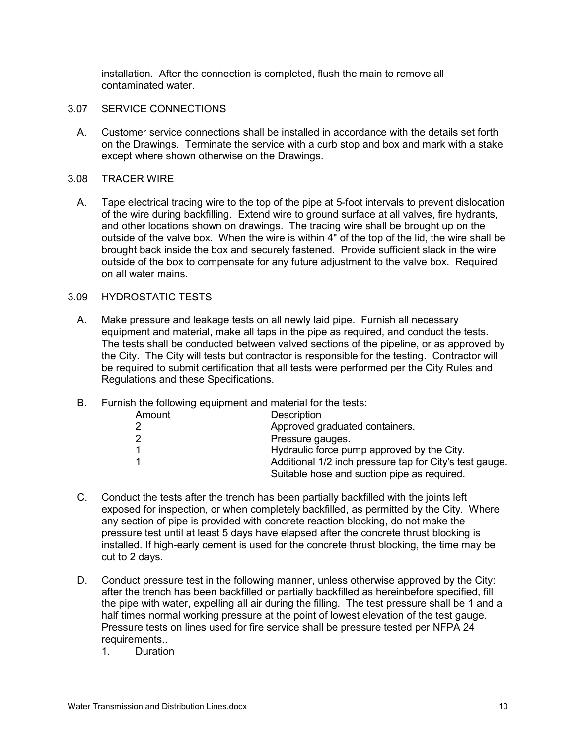installation. After the connection is completed, flush the main to remove all contaminated water.

3.07 SERVICE CONNECTIONS

A. Customer service connections shall be installed in accordance with the details set forth on the Drawings. Terminate the service with a curb stop and box and mark with a stake except where shown otherwise on the Drawings.

3.08 TRACER WIRE

A. Tape electrical tracing wire to the top of the pipe at 5-foot intervals to prevent dislocation of the wire during backfilling. Extend wire to ground surface at all valves, fire hydrants, and other locations shown on drawings. The tracing wire shall be brought up on the outside of the valve box. When the wire is within 4" of the top of the lid, the wire shall be brought back inside the box and securely fastened. Provide sufficient slack in the wire outside of the box to compensate for any future adjustment to the valve box. Required on all water mains.

3.09 HYDROSTATIC TESTS

A. Make pressure and leakage tests on all newly laid pipe. Furnish all necessary equipment and material, make all taps in the pipe as required, and conduct the tests. The tests shall be conducted between valved sections of the pipeline, or as approved by the City. The City will tests but contractor is responsible for the testing. Contractor will be required to submit certification that all tests were performed per the City Rules and Regulations and these Specifications.

B. Furnish the following equipment and material for the tests:

| Amount | Description |
|---|---|
| 2 | Approved graduated containers. |
| 2 | Pressure gauges. |
| 1 | Hydraulic force pump approved by the City. |
| 1 | Additional 1/2 inch pressure tap for City's test gauge. |
| | Suitable hose and suction pipe as required. |

C. Conduct the tests after the trench has been partially backfilled with the joints left exposed for inspection, or when completely backfilled, as permitted by the City. Where any section of pipe is provided with concrete reaction blocking, do not make the pressure test until at least 5 days have elapsed after the concrete thrust blocking is installed. If high-early cement is used for the concrete thrust blocking, the time may be cut to 2 days.

D. Conduct pressure test in the following manner, unless otherwise approved by the City: after the trench has been backfilled or partially backfilled as hereinbefore specified, fill the pipe with water, expelling all air during the filling. The test pressure shall be 1 and a half times normal working pressure at the point of lowest elevation of the test gauge. Pressure tests on lines used for fire service shall be pressure tested per NFPA 24 requirements..

1. Duration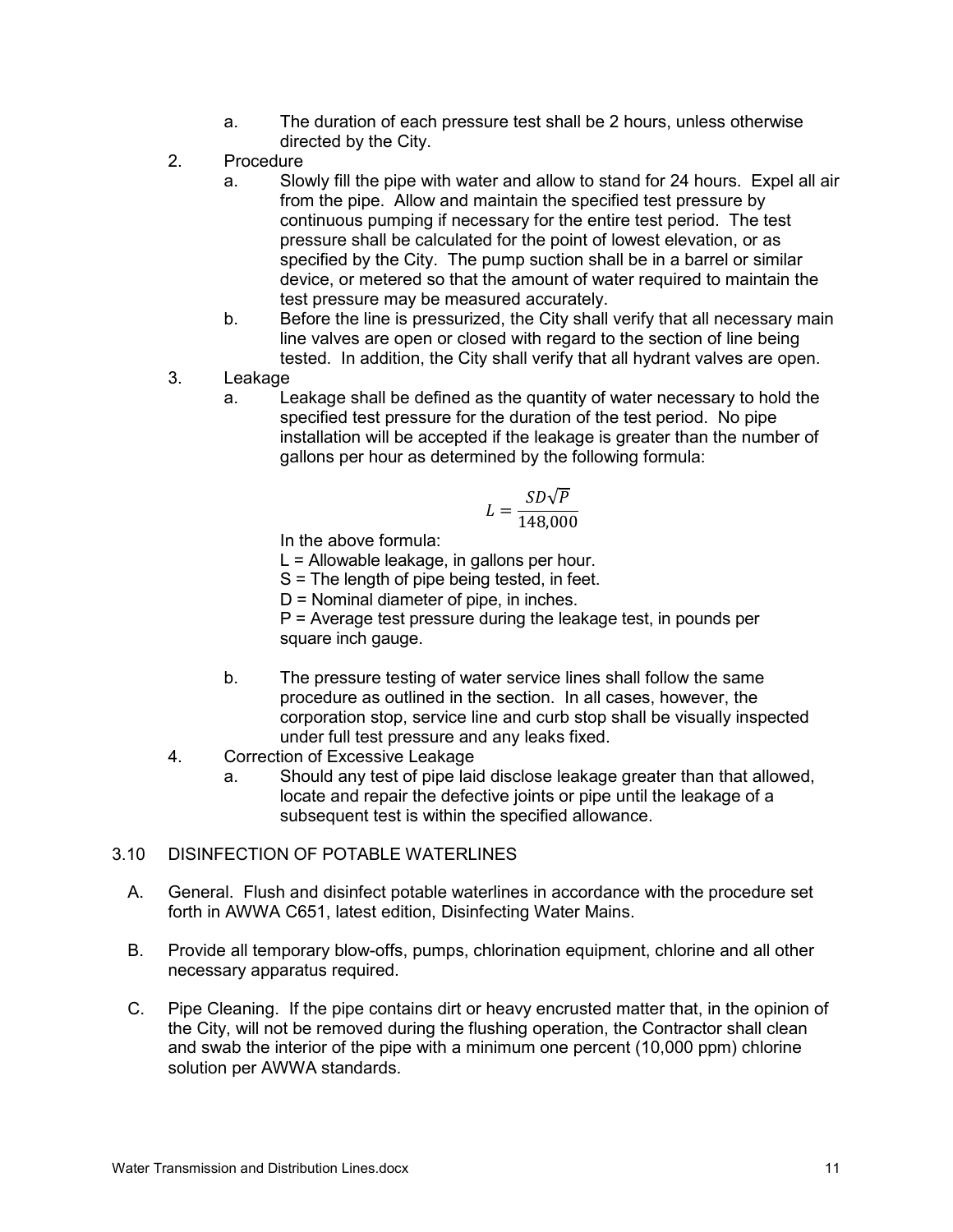a. The duration of each pressure test shall be 2 hours, unless otherwise directed by the City.

2. Procedure
   a. Slowly fill the pipe with water and allow to stand for 24 hours. Expel all air from the pipe. Allow and maintain the specified test pressure by continuous pumping if necessary for the entire test period. The test pressure shall be calculated for the point of lowest elevation, or as specified by the City. The pump suction shall be in a barrel or similar device, or metered so that the amount of water required to maintain the test pressure may be measured accurately.
   b. Before the line is pressurized, the City shall verify that all necessary main line valves are open or closed with regard to the section of line being tested. In addition, the City shall verify that all hydrant valves are open.

3. Leakage
   a. Leakage shall be defined as the quantity of water necessary to hold the specified test pressure for the duration of the test period. No pipe installation will be accepted if the leakage is greater than the number of gallons per hour as determined by the following formula:

$$L = \frac{SD\sqrt{P}}{148{,}000}$$

   In the above formula:
   L = Allowable leakage, in gallons per hour.
   S = The length of pipe being tested, in feet.
   D = Nominal diameter of pipe, in inches.
   P = Average test pressure during the leakage test, in pounds per square inch gauge.

   b. The pressure testing of water service lines shall follow the same procedure as outlined in the section. In all cases, however, the corporation stop, service line and curb stop shall be visually inspected under full test pressure and any leaks fixed.

4. Correction of Excessive Leakage
   a. Should any test of pipe laid disclose leakage greater than that allowed, locate and repair the defective joints or pipe until the leakage of a subsequent test is within the specified allowance.

## 3.10 DISINFECTION OF POTABLE WATERLINES

A. General. Flush and disinfect potable waterlines in accordance with the procedure set forth in AWWA C651, latest edition, Disinfecting Water Mains.

B. Provide all temporary blow-offs, pumps, chlorination equipment, chlorine and all other necessary apparatus required.

C. Pipe Cleaning. If the pipe contains dirt or heavy encrusted matter that, in the opinion of the City, will not be removed during the flushing operation, the Contractor shall clean and swab the interior of the pipe with a minimum one percent (10,000 ppm) chlorine solution per AWWA standards.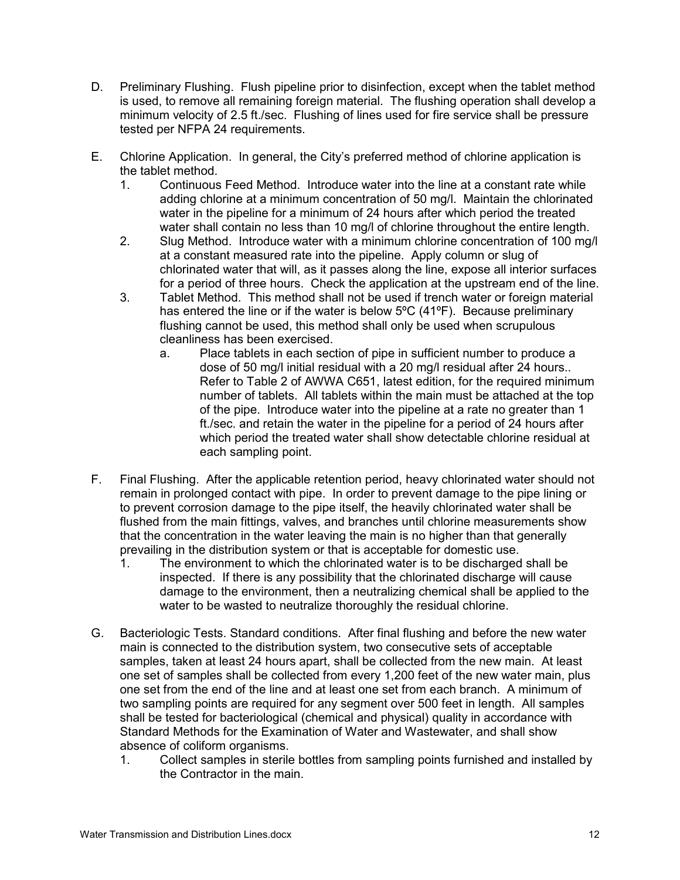D. Preliminary Flushing. Flush pipeline prior to disinfection, except when the tablet method is used, to remove all remaining foreign material. The flushing operation shall develop a minimum velocity of 2.5 ft./sec. Flushing of lines used for fire service shall be pressure tested per NFPA 24 requirements.

E. Chlorine Application. In general, the City's preferred method of chlorine application is the tablet method.

   1. Continuous Feed Method. Introduce water into the line at a constant rate while adding chlorine at a minimum concentration of 50 mg/l. Maintain the chlorinated water in the pipeline for a minimum of 24 hours after which period the treated water shall contain no less than 10 mg/l of chlorine throughout the entire length.
   2. Slug Method. Introduce water with a minimum chlorine concentration of 100 mg/l at a constant measured rate into the pipeline. Apply column or slug of chlorinated water that will, as it passes along the line, expose all interior surfaces for a period of three hours. Check the application at the upstream end of the line.
   3. Tablet Method. This method shall not be used if trench water or foreign material has entered the line or if the water is below 5ºC (41ºF). Because preliminary flushing cannot be used, this method shall only be used when scrupulous cleanliness has been exercised.
      a. Place tablets in each section of pipe in sufficient number to produce a dose of 50 mg/l initial residual with a 20 mg/l residual after 24 hours.. Refer to Table 2 of AWWA C651, latest edition, for the required minimum number of tablets. All tablets within the main must be attached at the top of the pipe. Introduce water into the pipeline at a rate no greater than 1 ft./sec. and retain the water in the pipeline for a period of 24 hours after which period the treated water shall show detectable chlorine residual at each sampling point.

F. Final Flushing. After the applicable retention period, heavy chlorinated water should not remain in prolonged contact with pipe. In order to prevent damage to the pipe lining or to prevent corrosion damage to the pipe itself, the heavily chlorinated water shall be flushed from the main fittings, valves, and branches until chlorine measurements show that the concentration in the water leaving the main is no higher than that generally prevailing in the distribution system or that is acceptable for domestic use.

   1. The environment to which the chlorinated water is to be discharged shall be inspected. If there is any possibility that the chlorinated discharge will cause damage to the environment, then a neutralizing chemical shall be applied to the water to be wasted to neutralize thoroughly the residual chlorine.

G. Bacteriologic Tests. Standard conditions. After final flushing and before the new water main is connected to the distribution system, two consecutive sets of acceptable samples, taken at least 24 hours apart, shall be collected from the new main. At least one set of samples shall be collected from every 1,200 feet of the new water main, plus one set from the end of the line and at least one set from each branch. A minimum of two sampling points are required for any segment over 500 feet in length. All samples shall be tested for bacteriological (chemical and physical) quality in accordance with Standard Methods for the Examination of Water and Wastewater, and shall show absence of coliform organisms.

   1. Collect samples in sterile bottles from sampling points furnished and installed by the Contractor in the main.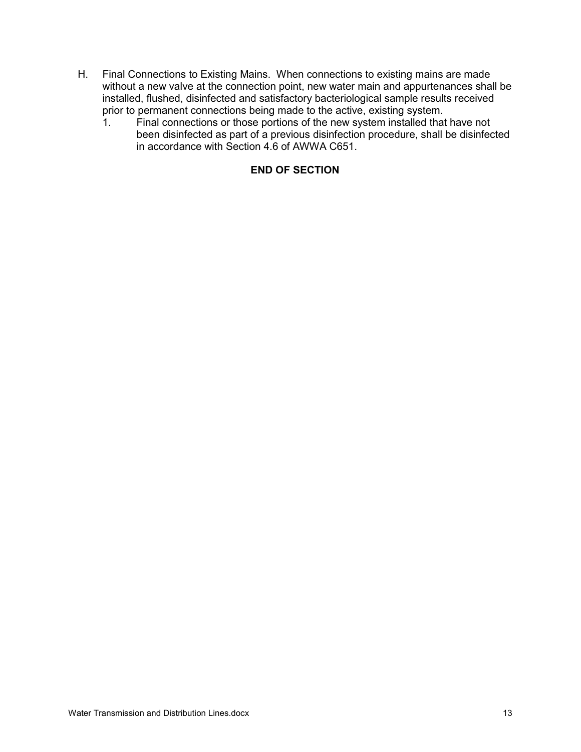H. Final Connections to Existing Mains. When connections to existing mains are made without a new valve at the connection point, new water main and appurtenances shall be installed, flushed, disinfected and satisfactory bacteriological sample results received prior to permanent connections being made to the active, existing system.

   1. Final connections or those portions of the new system installed that have not been disinfected as part of a previous disinfection procedure, shall be disinfected in accordance with Section 4.6 of AWWA C651.

**END OF SECTION**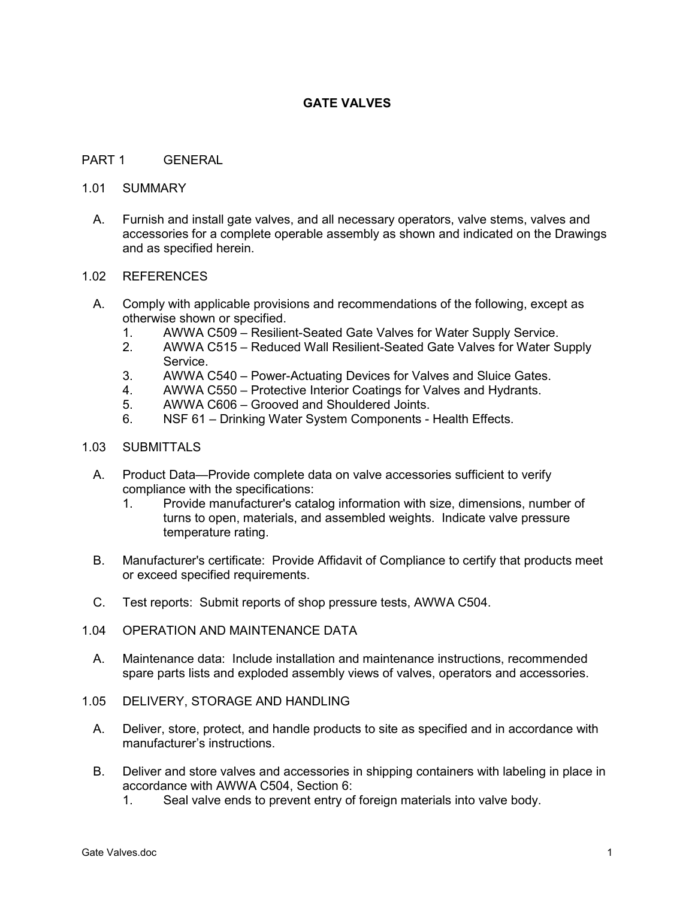# GATE VALVES

## PART 1 GENERAL

### 1.01 SUMMARY

A. Furnish and install gate valves, and all necessary operators, valve stems, valves and accessories for a complete operable assembly as shown and indicated on the Drawings and as specified herein.

### 1.02 REFERENCES

A. Comply with applicable provisions and recommendations of the following, except as otherwise shown or specified.
   1. AWWA C509 – Resilient-Seated Gate Valves for Water Supply Service.
   2. AWWA C515 – Reduced Wall Resilient-Seated Gate Valves for Water Supply Service.
   3. AWWA C540 – Power-Actuating Devices for Valves and Sluice Gates.
   4. AWWA C550 – Protective Interior Coatings for Valves and Hydrants.
   5. AWWA C606 – Grooved and Shouldered Joints.
   6. NSF 61 – Drinking Water System Components - Health Effects.

### 1.03 SUBMITTALS

A. Product Data—Provide complete data on valve accessories sufficient to verify compliance with the specifications:
   1. Provide manufacturer's catalog information with size, dimensions, number of turns to open, materials, and assembled weights. Indicate valve pressure temperature rating.

B. Manufacturer's certificate: Provide Affidavit of Compliance to certify that products meet or exceed specified requirements.

C. Test reports: Submit reports of shop pressure tests, AWWA C504.

### 1.04 OPERATION AND MAINTENANCE DATA

A. Maintenance data: Include installation and maintenance instructions, recommended spare parts lists and exploded assembly views of valves, operators and accessories.

### 1.05 DELIVERY, STORAGE AND HANDLING

A. Deliver, store, protect, and handle products to site as specified and in accordance with manufacturer's instructions.

B. Deliver and store valves and accessories in shipping containers with labeling in place in accordance with AWWA C504, Section 6:
   1. Seal valve ends to prevent entry of foreign materials into valve body.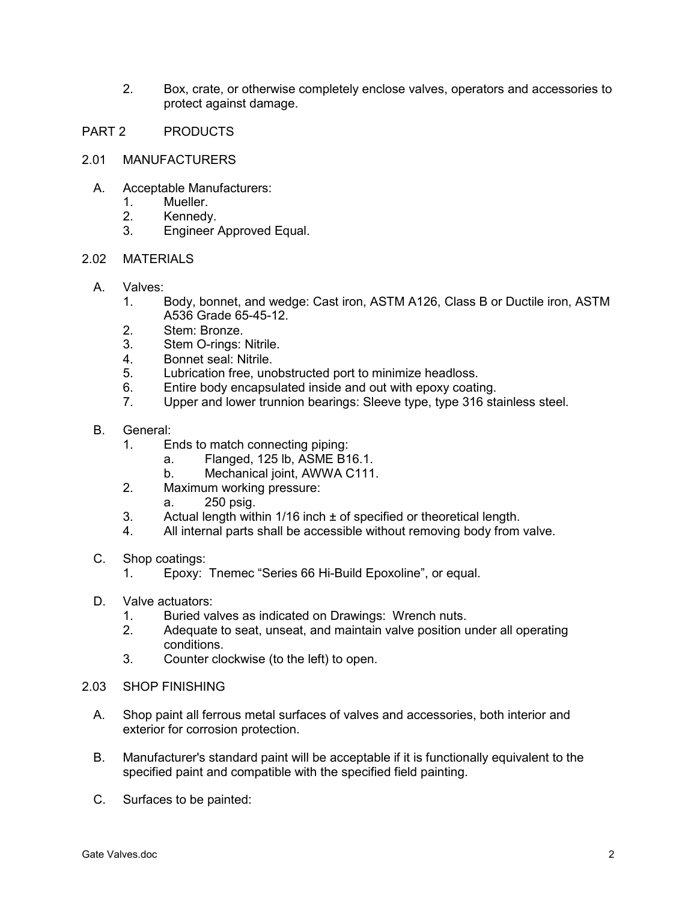2. Box, crate, or otherwise completely enclose valves, operators and accessories to protect against damage.

## PART 2 PRODUCTS

### 2.01 MANUFACTURERS

A. Acceptable Manufacturers:
   1. Mueller.
   2. Kennedy.
   3. Engineer Approved Equal.

### 2.02 MATERIALS

A. Valves:
   1. Body, bonnet, and wedge: Cast iron, ASTM A126, Class B or Ductile iron, ASTM A536 Grade 65-45-12.
   2. Stem: Bronze.
   3. Stem O-rings: Nitrile.
   4. Bonnet seal: Nitrile.
   5. Lubrication free, unobstructed port to minimize headloss.
   6. Entire body encapsulated inside and out with epoxy coating.
   7. Upper and lower trunnion bearings: Sleeve type, type 316 stainless steel.

B. General:
   1. Ends to match connecting piping:
      a. Flanged, 125 lb, ASME B16.1.
      b. Mechanical joint, AWWA C111.
   2. Maximum working pressure:
      a. 250 psig.
   3. Actual length within 1/16 inch ± of specified or theoretical length.
   4. All internal parts shall be accessible without removing body from valve.

C. Shop coatings:
   1. Epoxy: Tnemec "Series 66 Hi-Build Epoxoline", or equal.

D. Valve actuators:
   1. Buried valves as indicated on Drawings: Wrench nuts.
   2. Adequate to seat, unseat, and maintain valve position under all operating conditions.
   3. Counter clockwise (to the left) to open.

### 2.03 SHOP FINISHING

A. Shop paint all ferrous metal surfaces of valves and accessories, both interior and exterior for corrosion protection.

B. Manufacturer's standard paint will be acceptable if it is functionally equivalent to the specified paint and compatible with the specified field painting.

C. Surfaces to be painted: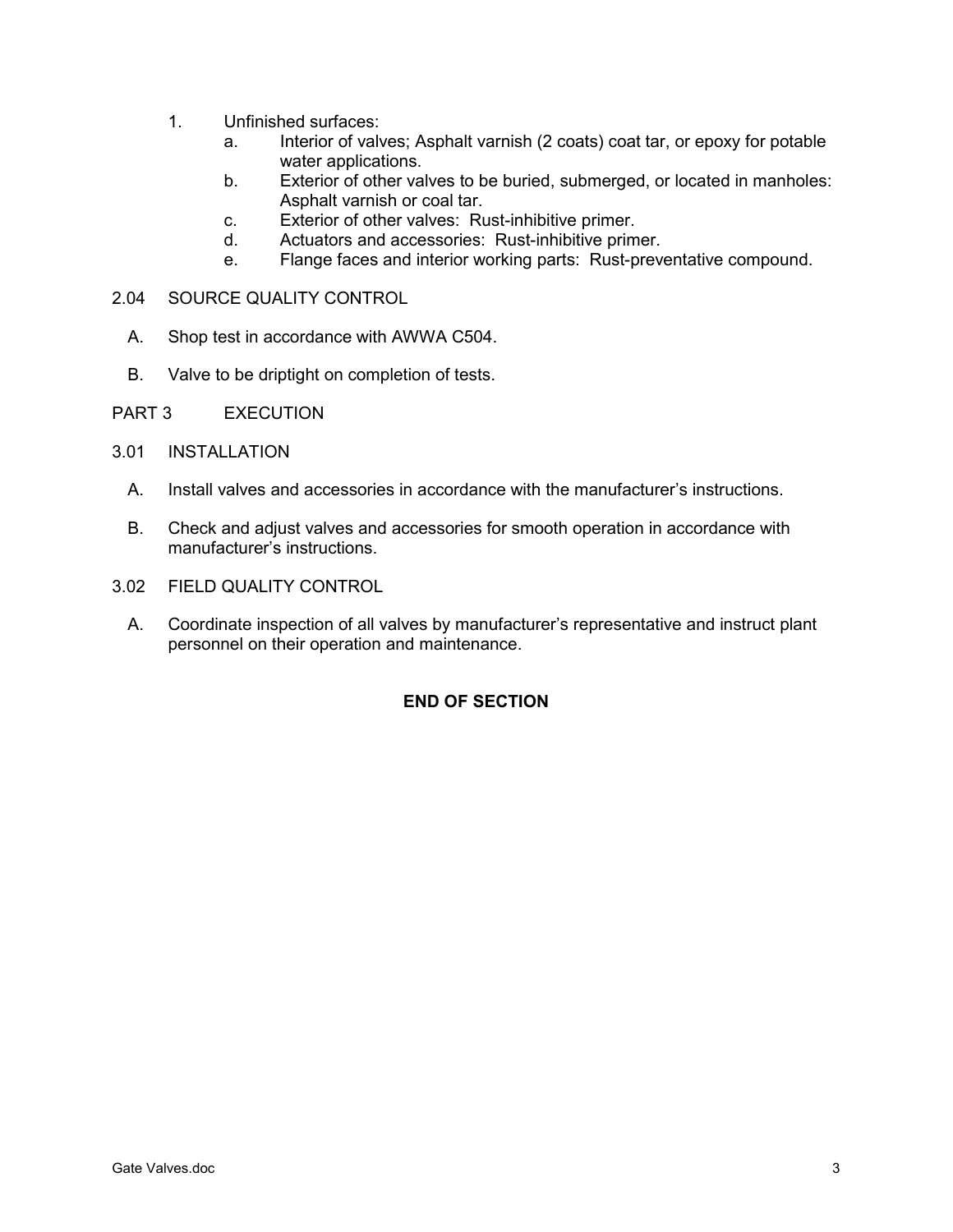1. Unfinished surfaces:
   a. Interior of valves; Asphalt varnish (2 coats) coat tar, or epoxy for potable water applications.
   b. Exterior of other valves to be buried, submerged, or located in manholes: Asphalt varnish or coal tar.
   c. Exterior of other valves: Rust-inhibitive primer.
   d. Actuators and accessories: Rust-inhibitive primer.
   e. Flange faces and interior working parts: Rust-preventative compound.

2.04 SOURCE QUALITY CONTROL

A. Shop test in accordance with AWWA C504.

B. Valve to be driptight on completion of tests.

PART 3 EXECUTION

3.01 INSTALLATION

A. Install valves and accessories in accordance with the manufacturer's instructions.

B. Check and adjust valves and accessories for smooth operation in accordance with manufacturer's instructions.

3.02 FIELD QUALITY CONTROL

A. Coordinate inspection of all valves by manufacturer's representative and instruct plant personnel on their operation and maintenance.

**END OF SECTION**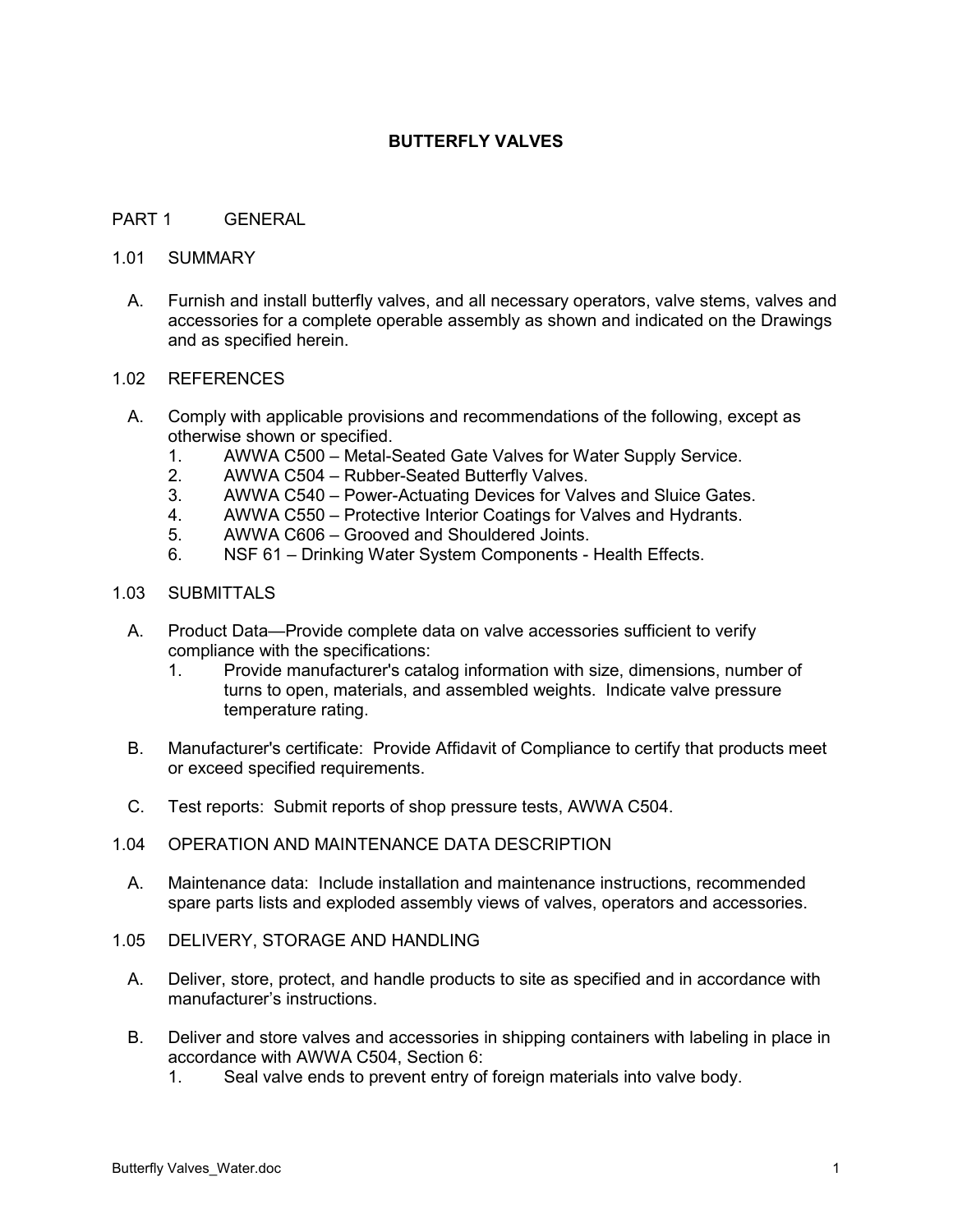# BUTTERFLY VALVES

## PART 1 GENERAL

### 1.01 SUMMARY

A. Furnish and install butterfly valves, and all necessary operators, valve stems, valves and accessories for a complete operable assembly as shown and indicated on the Drawings and as specified herein.

### 1.02 REFERENCES

A. Comply with applicable provisions and recommendations of the following, except as otherwise shown or specified.
   1. AWWA C500 – Metal-Seated Gate Valves for Water Supply Service.
   2. AWWA C504 – Rubber-Seated Butterfly Valves.
   3. AWWA C540 – Power-Actuating Devices for Valves and Sluice Gates.
   4. AWWA C550 – Protective Interior Coatings for Valves and Hydrants.
   5. AWWA C606 – Grooved and Shouldered Joints.
   6. NSF 61 – Drinking Water System Components - Health Effects.

### 1.03 SUBMITTALS

A. Product Data—Provide complete data on valve accessories sufficient to verify compliance with the specifications:
   1. Provide manufacturer's catalog information with size, dimensions, number of turns to open, materials, and assembled weights. Indicate valve pressure temperature rating.

B. Manufacturer's certificate: Provide Affidavit of Compliance to certify that products meet or exceed specified requirements.

C. Test reports: Submit reports of shop pressure tests, AWWA C504.

### 1.04 OPERATION AND MAINTENANCE DATA DESCRIPTION

A. Maintenance data: Include installation and maintenance instructions, recommended spare parts lists and exploded assembly views of valves, operators and accessories.

### 1.05 DELIVERY, STORAGE AND HANDLING

A. Deliver, store, protect, and handle products to site as specified and in accordance with manufacturer's instructions.

B. Deliver and store valves and accessories in shipping containers with labeling in place in accordance with AWWA C504, Section 6:
   1. Seal valve ends to prevent entry of foreign materials into valve body.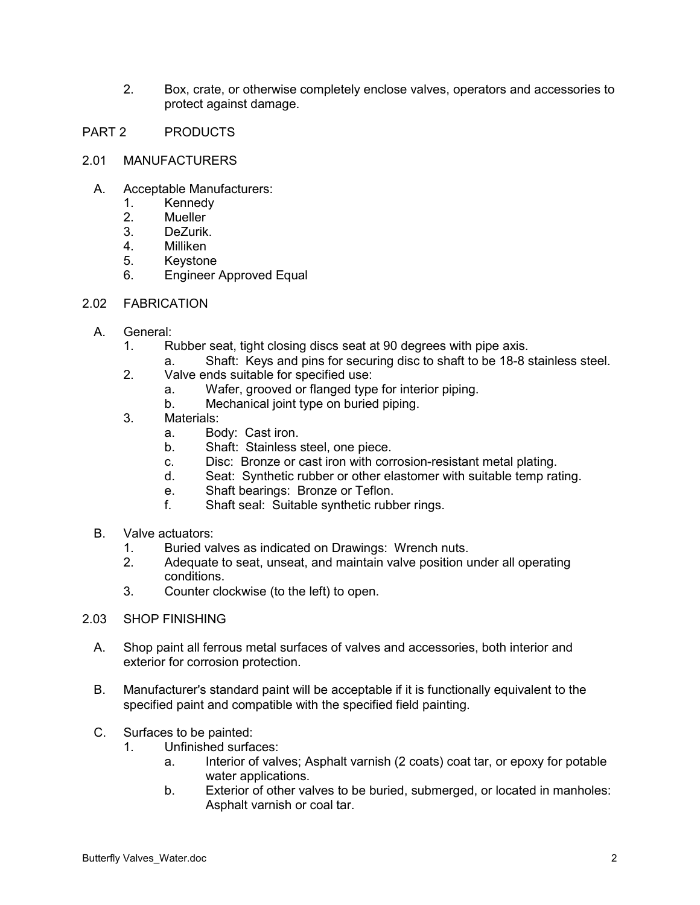2. Box, crate, or otherwise completely enclose valves, operators and accessories to protect against damage.

## PART 2 PRODUCTS

### 2.01 MANUFACTURERS

A. Acceptable Manufacturers:
   1. Kennedy
   2. Mueller
   3. DeZurik.
   4. Milliken
   5. Keystone
   6. Engineer Approved Equal

### 2.02 FABRICATION

A. General:
   1. Rubber seat, tight closing discs seat at 90 degrees with pipe axis.
      a. Shaft: Keys and pins for securing disc to shaft to be 18-8 stainless steel.
   2. Valve ends suitable for specified use:
      a. Wafer, grooved or flanged type for interior piping.
      b. Mechanical joint type on buried piping.
   3. Materials:
      a. Body: Cast iron.
      b. Shaft: Stainless steel, one piece.
      c. Disc: Bronze or cast iron with corrosion-resistant metal plating.
      d. Seat: Synthetic rubber or other elastomer with suitable temp rating.
      e. Shaft bearings: Bronze or Teflon.
      f. Shaft seal: Suitable synthetic rubber rings.

B. Valve actuators:
   1. Buried valves as indicated on Drawings: Wrench nuts.
   2. Adequate to seat, unseat, and maintain valve position under all operating conditions.
   3. Counter clockwise (to the left) to open.

### 2.03 SHOP FINISHING

A. Shop paint all ferrous metal surfaces of valves and accessories, both interior and exterior for corrosion protection.

B. Manufacturer's standard paint will be acceptable if it is functionally equivalent to the specified paint and compatible with the specified field painting.

C. Surfaces to be painted:
   1. Unfinished surfaces:
      a. Interior of valves; Asphalt varnish (2 coats) coat tar, or epoxy for potable water applications.
      b. Exterior of other valves to be buried, submerged, or located in manholes: Asphalt varnish or coal tar.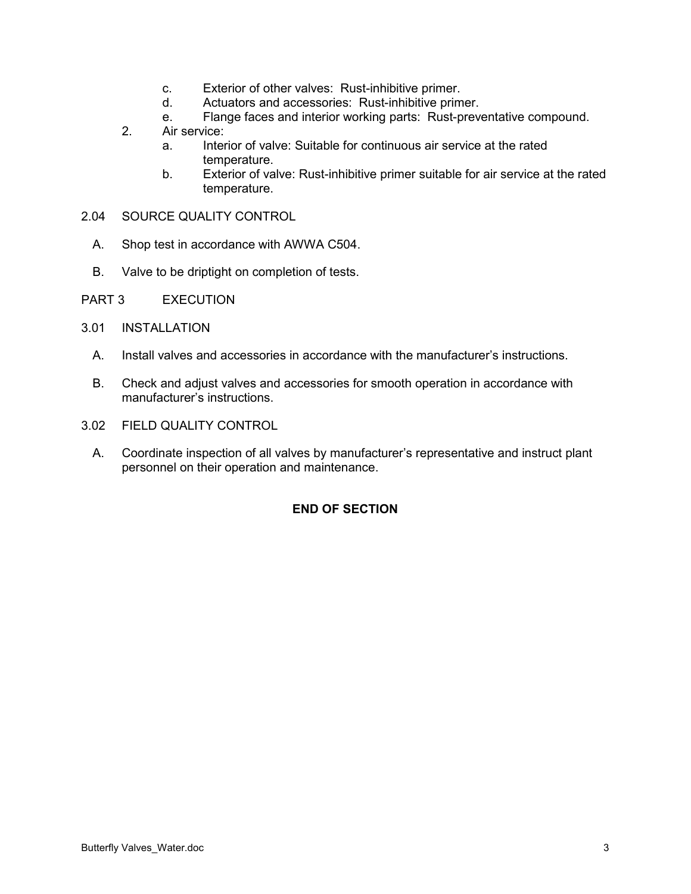c. Exterior of other valves: Rust-inhibitive primer.
d. Actuators and accessories: Rust-inhibitive primer.
e. Flange faces and interior working parts: Rust-preventative compound.

2. Air service:
   a. Interior of valve: Suitable for continuous air service at the rated temperature.
   b. Exterior of valve: Rust-inhibitive primer suitable for air service at the rated temperature.

## 2.04 SOURCE QUALITY CONTROL

A. Shop test in accordance with AWWA C504.

B. Valve to be driptight on completion of tests.

# PART 3 EXECUTION

## 3.01 INSTALLATION

A. Install valves and accessories in accordance with the manufacturer's instructions.

B. Check and adjust valves and accessories for smooth operation in accordance with manufacturer's instructions.

## 3.02 FIELD QUALITY CONTROL

A. Coordinate inspection of all valves by manufacturer's representative and instruct plant personnel on their operation and maintenance.

**END OF SECTION**